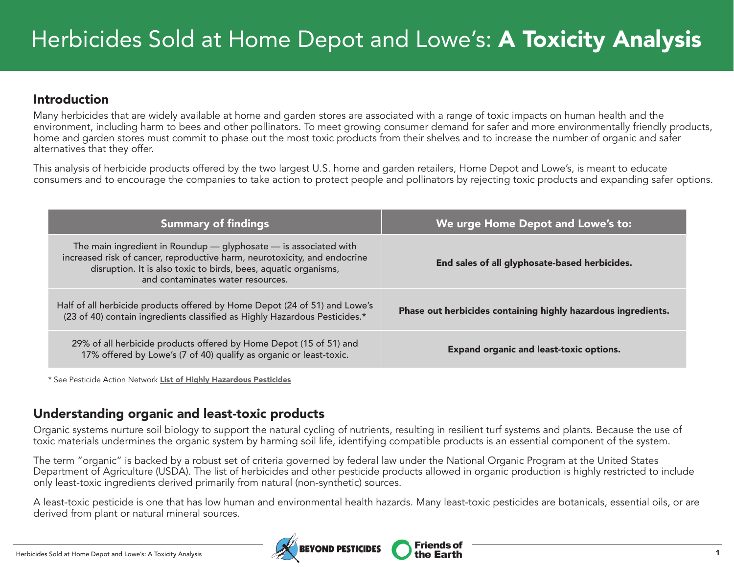# Herbicides Sold at Home Depot and Lowe's: **A Toxicity Analysis**

## Introduction

Many herbicides that are widely available at home and garden stores are associated with a range of toxic impacts on human health and the environment, including harm to bees and other pollinators. To meet growing consumer demand for safer and more environmentally friendly products, home and garden stores must commit to phase out the most toxic products from their shelves and to increase the number of organic and safer alternatives that they offer.

This analysis of herbicide products offered by the two largest U.S. home and garden retailers, Home Depot and Lowe's, is meant to educate consumers and to encourage the companies to take action to protect people and pollinators by rejecting toxic products and expanding safer options.

| Summary of findings | We urge Home Depot and Lowe's to: |
| --- | --- |
| The main ingredient in Roundup — glyphosate — is associated with increased risk of cancer, reproductive harm, neurotoxicity, and endocrine disruption. It is also toxic to birds, bees, aquatic organisms, and contaminates water resources. | **End sales of all glyphosate-based herbicides.** |
| Half of all herbicide products offered by Home Depot (24 of 51) and Lowe's (23 of 40) contain ingredients classified as Highly Hazardous Pesticides.* | **Phase out herbicides containing highly hazardous ingredients.** |
| 29% of all herbicide products offered by Home Depot (15 of 51) and 17% offered by Lowe's (7 of 40) qualify as organic or least-toxic. | **Expand organic and least-toxic options.** |

* See Pesticide Action Network **List of Highly Hazardous Pesticides**

## Understanding organic and least-toxic products

Organic systems nurture soil biology to support the natural cycling of nutrients, resulting in resilient turf systems and plants. Because the use of toxic materials undermines the organic system by harming soil life, identifying compatible products is an essential component of the system.

The term "organic" is backed by a robust set of criteria governed by federal law under the National Organic Program at the United States Department of Agriculture (USDA). The list of herbicides and other pesticide products allowed in organic production is highly restricted to include only least-toxic ingredients derived primarily from natural (non-synthetic) sources.

A least-toxic pesticide is one that has low human and environmental health hazards. Many least-toxic pesticides are botanicals, essential oils, or are derived from plant or natural mineral sources.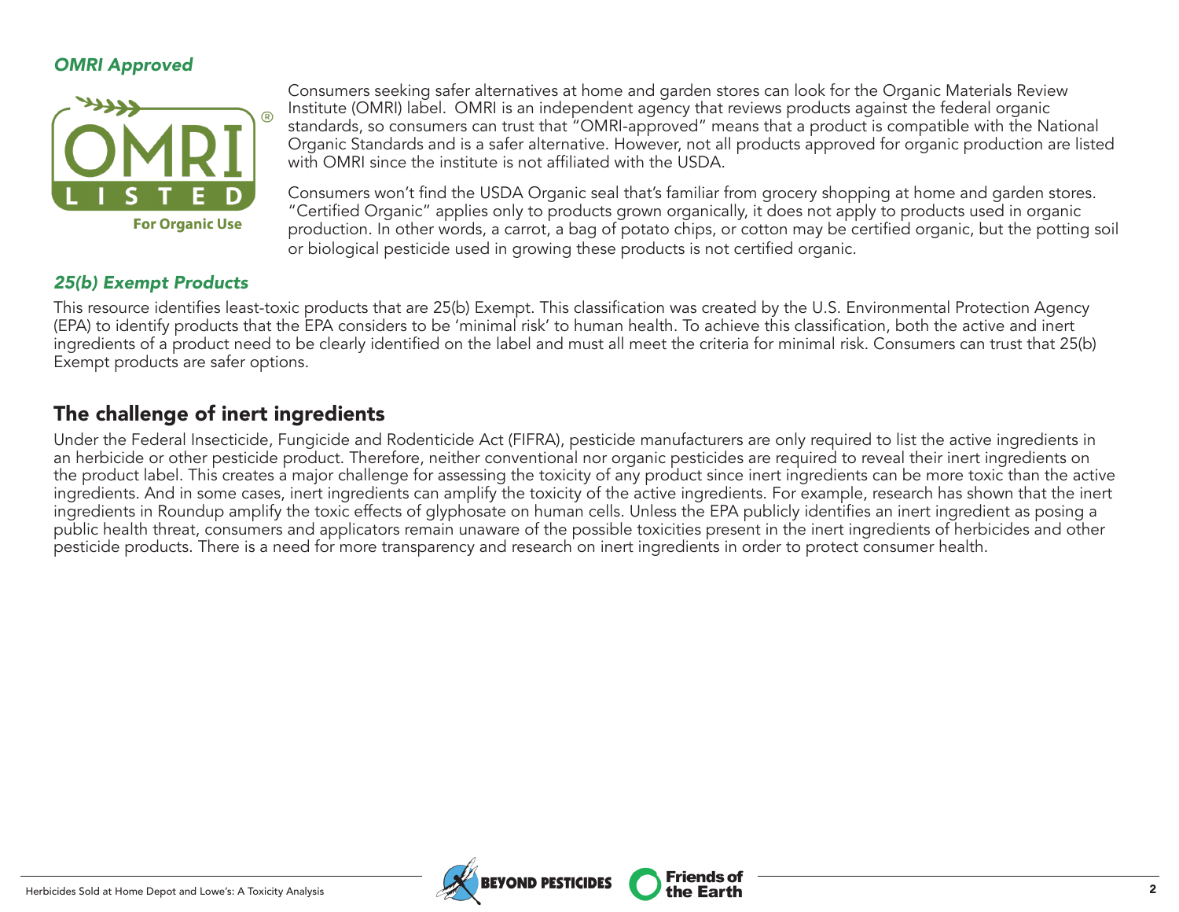### *OMRI Approved*

Consumers seeking safer alternatives at home and garden stores can look for the Organic Materials Review Institute (OMRI) label. OMRI is an independent agency that reviews products against the federal organic standards, so consumers can trust that "OMRI-approved" means that a product is compatible with the National Organic Standards and is a safer alternative. However, not all products approved for organic production are listed with OMRI since the institute is not affiliated with the USDA.

Consumers won't find the USDA Organic seal that's familiar from grocery shopping at home and garden stores. "Certified Organic" applies only to products grown organically, it does not apply to products used in organic production. In other words, a carrot, a bag of potato chips, or cotton may be certified organic, but the potting soil or biological pesticide used in growing these products is not certified organic.

### *25(b) Exempt Products*

This resource identifies least-toxic products that are 25(b) Exempt. This classification was created by the U.S. Environmental Protection Agency (EPA) to identify products that the EPA considers to be 'minimal risk' to human health. To achieve this classification, both the active and inert ingredients of a product need to be clearly identified on the label and must all meet the criteria for minimal risk. Consumers can trust that 25(b) Exempt products are safer options.

## The challenge of inert ingredients

Under the Federal Insecticide, Fungicide and Rodenticide Act (FIFRA), pesticide manufacturers are only required to list the active ingredients in an herbicide or other pesticide product. Therefore, neither conventional nor organic pesticides are required to reveal their inert ingredients on the product label. This creates a major challenge for assessing the toxicity of any product since inert ingredients can be more toxic than the active ingredients. And in some cases, inert ingredients can amplify the toxicity of the active ingredients. For example, research has shown that the inert ingredients in Roundup amplify the toxic effects of glyphosate on human cells. Unless the EPA publicly identifies an inert ingredient as posing a public health threat, consumers and applicators remain unaware of the possible toxicities present in the inert ingredients of herbicides and other pesticide products. There is a need for more transparency and research on inert ingredients in order to protect consumer health.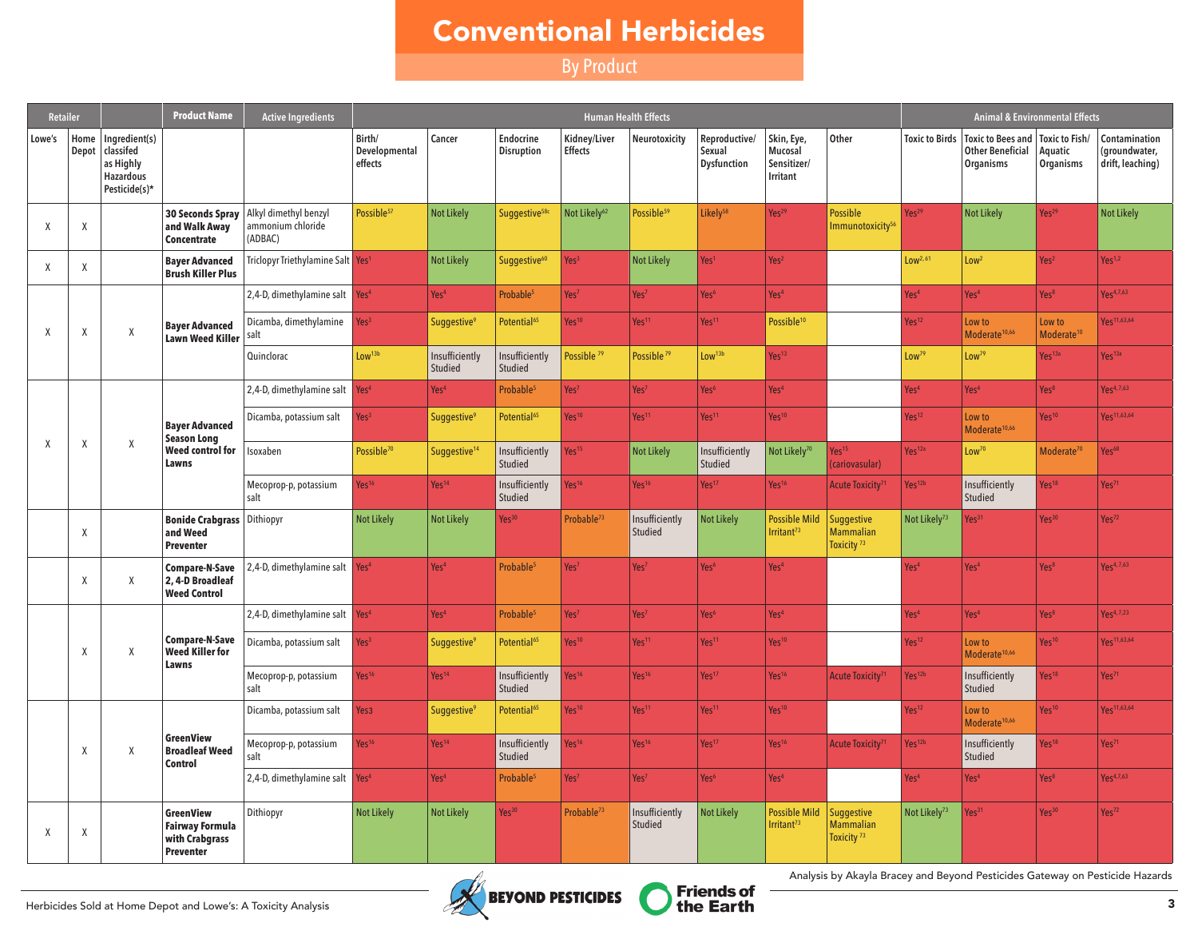# Conventional Herbicides

## By Product

| Retailer | | | Product Name | Active Ingredients | Human Health Effects | | | | | | | | Animal & Environmental Effects | | | |
|---|---|---|---|---|---|---|---|---|---|---|---|---|---|---|---|---|
| Lowe's | Home Depot | Ingredient(s) classifed as Highly Hazardous Pesticide(s)* | | | Birth/ Developmental effects | Cancer | Endocrine Disruption | Kidney/Liver Effects | Neurotoxicity | Reproductive/ Sexual Dysfunction | Skin, Eye, Mucosal Sensitizer/ Irritant | Other | Toxic to Birds | Toxic to Bees and Other Beneficial Organisms | Toxic to Fish/ Aquatic Organisms | Contamination (groundwater, drift, leaching) |
| X | X | | **30 Seconds Spray and Walk Away Concentrate** | Alkyl dimethyl benzyl ammonium chloride (ADBAC) | Possible[57] | Not Likely | Suggestive[58c] | Not Likely[62] | Possible[59] | Likely[58] | Yes[29] | Possible Immunotoxicity[56] | Yes[29] | Not Likely | Yes[29] | Not Likely |
| X | X | | **Bayer Advanced Brush Killer Plus** | Triclopyr Triethylamine Salt | Yes[1] | Not Likely | Suggestive[60] | Yes[3] | Not Likely | Yes[1] | Yes[2] | | Low[2, 61] | Low[2] | Yes[2] | Yes[1,2] |
| X | X | X | **Bayer Advanced Lawn Weed Killer** | 2,4-D, dimethylamine salt | Yes[4] | Yes[4] | Probable[5] | Yes[7] | Yes[7] | Yes[6] | Yes[4] | | Yes[4] | Yes[4] | Yes[8] | Yes[4,7,63] |
| | | | | Dicamba, dimethylamine salt | Yes[3] | Suggestive[9] | Potential[65] | Yes[10] | Yes[11] | Yes[11] | Possible[10] | | Yes[12] | Low to Moderate[10,66] | Low to Moderate[10] | Yes[11,63,64] |
| | | | | Quinclorac | Low[13b] | Insufficiently Studied | Insufficiently Studied | Possible [79] | Possible [79] | Low[13b] | Yes[13] | | Low[79] | Low[79] | Yes[13a] | Yes[13a] |
| X | X | X | **Bayer Advanced Season Long Weed control for Lawns** | 2,4-D, dimethylamine salt | Yes[4] | Yes[4] | Probable[5] | Yes[7] | Yes[7] | Yes[6] | Yes[4] | | Yes[4] | Yes[4] | Yes[8] | Yes[4,7,63] |
| | | | | Dicamba, potassium salt | Yes[3] | Suggestive[9] | Potential[65] | Yes[10] | Yes[11] | Yes[11] | Yes[10] | | Yes[12] | Low to Moderate[10,66] | Yes[10] | Yes[11,63,64] |
| | | | | Isoxaben | Possible[70] | Suggestive[14] | Insufficiently Studied | Yes[15] | Not Likely | Insufficiently Studied | Not Likely[70] | Yes[15] (cariovasular) | Yes[12a] | Low[70] | Moderate[70] | Yes[68] |
| | | | | Mecoprop-p, potassium salt | Yes[16] | Yes[14] | Insufficiently Studied | Yes[16] | Yes[16] | Yes[17] | Yes[16] | Acute Toxicity[71] | Yes[12b] | Insufficiently Studied | Yes[18] | Yes[71] |
| | X | | **Bonide Crabgrass and Weed Preventer** | Dithiopyr | Not Likely | Not Likely | Yes[30] | Probable[73] | Insufficiently Studied | Not Likely | Possible Mild Irritant[73] | Suggestive Mammalian Toxicity [73] | Not Likely[73] | Yes[31] | Yes[30] | Yes[72] |
| | X | X | **Compare-N-Save 2, 4-D Broadleaf Weed Control** | 2,4-D, dimethylamine salt | Yes[4] | Yes[4] | Probable[5] | Yes[7] | Yes[7] | Yes[6] | Yes[4] | | Yes[4] | Yes[4] | Yes[8] | Yes[4,7,63] |
| | X | X | **Compare-N-Save Weed Killer for Lawns** | 2,4-D, dimethylamine salt | Yes[4] | Yes[4] | Probable[5] | Yes[7] | Yes[7] | Yes[6] | Yes[4] | | Yes[4] | Yes[4] | Yes[8] | Yes[4,7,23] |
| | | | | Dicamba, potassium salt | Yes[3] | Suggestive[9] | Potential[65] | Yes[10] | Yes[11] | Yes[11] | Yes[10] | | Yes[12] | Low to Moderate[10,66] | Yes[10] | Yes[11,63,64] |
| | | | | Mecoprop-p, potassium salt | Yes[16] | Yes[14] | Insufficiently Studied | Yes[16] | Yes[16] | Yes[17] | Yes[16] | Acute Toxicity[71] | Yes[12b] | Insufficiently Studied | Yes[18] | Yes[71] |
| | X | X | **GreenView Broadleaf Weed Control** | Dicamba, potassium salt | Yes3 | Suggestive[9] | Potential[65] | Yes[10] | Yes[11] | Yes[11] | Yes[10] | | Yes[12] | Low to Moderate[10,66] | Yes[10] | Yes[11,63,64] |
| | | | | Mecoprop-p, potassium salt | Yes[16] | Yes[14] | Insufficiently Studied | Yes[16] | Yes[16] | Yes[17] | Yes[16] | Acute Toxicity[71] | Yes[12b] | Insufficiently Studied | Yes[18] | Yes[71] |
| | | | | 2,4-D, dimethylamine salt | Yes[4] | Yes[4] | Probable[5] | Yes[7] | Yes[7] | Yes[6] | Yes[4] | | Yes[4] | Yes[4] | Yes[8] | Yes[4,7,63] |
| X | X | | **GreenView Fairway Formula with Crabgrass Preventer** | Dithiopyr | Not Likely | Not Likely | Yes[30] | Probable[73] | Insufficiently Studied | Not Likely | Possible Mild Irritant[73] | Suggestive Mammalian Toxicity [73] | Not Likely[73] | Yes[31] | Yes[30] | Yes[72] |

Analysis by Akayla Bracey and Beyond Pesticides Gateway on Pesticide Hazards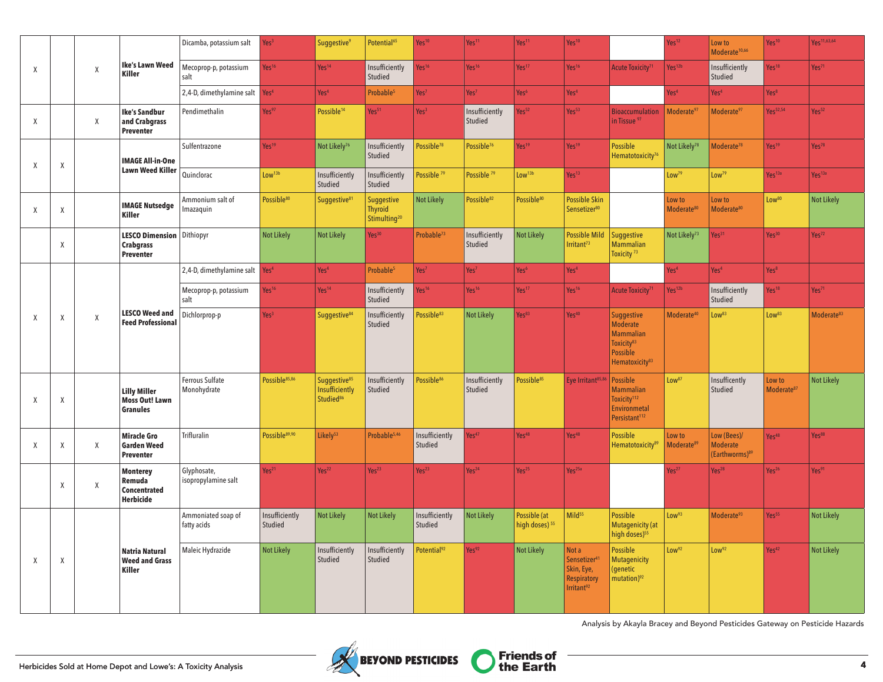| | | | | | | | | | | | | | | | | |
|---|---|---|---|---|---|---|---|---|---|---|---|---|---|---|---|---|
| X | | X | **Ike's Lawn Weed Killer** | Dicamba, potassium salt | Yes[3] | Suggestive[9] | Potential[65] | Yes[10] | Yes[11] | Yes[11] | Yes[10] | | Yes[12] | Low to Moderate[10,66] | Yes[10] | Yes[11,63,64] |
| | | | | Mecoprop-p, potassium salt | Yes[16] | Yes[14] | Insufficiently Studied | Yes[16] | Yes[16] | Yes[17] | Yes[16] | Acute Toxicity[71] | Yes[12b] | Insufficiently Studied | Yes[18] | Yes[71] |
| | | | | 2,4-D, dimethylamine salt | Yes[4] | Yes[4] | Probable[5] | Yes[7] | Yes[7] | Yes[6] | Yes[4] | | Yes[4] | Yes[4] | Yes[8] | |
| X | | X | **Ike's Sandbur and Crabgrass Preventer** | Pendimethalin | Yes[97] | Possible[14] | Yes[51] | Yes[3] | Insufficiently Studied | Yes[52] | Yes[53] | Bioaccumulation in Tissue [97] | Moderate[97] | Moderate[97] | Yes[52,54] | Yes[52] |
| X | X | | **IMAGE All-in-One Lawn Weed Killer** | Sulfentrazone | Yes[19] | Not Likely[76] | Insufficiently Studied | Possible[78] | Possible[76] | Yes[19] | Yes[19] | Possible Hematotoxicity[76] | Not Likely[78] | Moderate[78] | Yes[19] | Yes[78] |
| | | | | Quinclorac | Low[13b] | Insufficiently Studied | Insufficiently Studied | Possible [79] | Possible [79] | Low[13b] | Yes[13] | | Low[79] | Low[79] | Yes[13a] | Yes[13a] |
| X | X | | **IMAGE Nutsedge Killer** | Ammonium salt of Imazaquin | Possible[80] | Suggestive[81] | Suggestive Thyroid Stimulting[20] | Not Likely | Possible[82] | Possible[80] | Possible Skin Sensetizer[80] | | Low to Moderate[80] | Low to Moderate[80] | Low[80] | Not Likely |
| | X | | **LESCO Dimension Crabgrass Preventer** | Dithiopyr | Not Likely | Not Likely | Yes[30] | Probable[73] | Insufficiently Studied | Not Likely | Possible Mild Irritant[73] | Suggestive Mammalian Toxicity [73] | Not Likely[73] | Yes[31] | Yes[30] | Yes[72] |
| X | X | X | **LESCO Weed and Feed Professional** | 2,4-D, dimethylamine salt | Yes[4] | Yes[4] | Probable[5] | Yes[7] | Yes[7] | Yes[6] | Yes[4] | | Yes[4] | Yes[4] | Yes[8] | |
| | | | | Mecoprop-p, potassium salt | Yes[16] | Yes[14] | Insufficiently Studied | Yes[16] | Yes[16] | Yes[17] | Yes[16] | Acute Toxicity[71] | Yes[12b] | Insufficiently Studied | Yes[18] | Yes[71] |
| | | | | Dichlorprop-p | Yes[3] | Suggestive[84] | Insufficiently Studied | Possible[83] | Not Likely | Yes[83] | Yes[40] | Suggestive Moderate Mammalian Toxicity[83] Possible Hematotoxicity[83] | Moderate[40] | Low[83] | Low[83] | Moderate[83] |
| X | X | | **Lilly Miller Moss Out! Lawn Granules** | Ferrous Sulfate Monohydrate | Possible[85,86] | Suggestive[85] Insufficiently Studied[86] | Insufficiently Studied | Possible[86] | Insufficiently Studied | Possible[85] | Eye Irritant[85,86] | Possible Mammalian Toxicity[112] Environmental Persistant[112] | Low[87] | Insufficently Studied | Low to Moderate[87] | Not Likely |
| X | X | X | **Miracle Gro Garden Weed Preventer** | Trifluralin | Possible[89,90] | Likely[53] | Probable[5,46] | Insufficiently Studied | Yes[47] | Yes[48] | Yes[48] | Possible Hematotoxicity[89] | Low to Moderate[89] | Low (Bees)/ Moderate (Earthworms)[89] | Yes[48] | Yes[88] |
| | X | X | **Monterey Remuda Concentrated Herbicide** | Glyphosate, isopropylamine salt | Yes[21] | Yes[22] | Yes[33] | Yes[23] | Yes[24] | Yes[25] | Yes[25a] | | Yes[27] | Yes[28] | Yes[26] | Yes[91] |
| X | X | | **Natria Natural Weed and Grass Killer** | Ammoniated soap of fatty acids | Insufficiently Studied | Not Likely | Not Likely | Insufficiently Studied | Not Likely | Possible (at high doses) [55] | Mild[55] | Possible Mutagenicity (at high doses)[55] | Low[93] | Moderate[93] | Yes[55] | Not Likely |
| | | | | Maleic Hydrazide | Not Likely | Insufficiently Studied | Insufficiently Studied | Potential[92] | Yes[92] | Not Likely | Not a Sensetizer[41] Skin, Eye, Respiratory Irritant[92] | Possible Mutagenicity (genetic mutation)[92] | Low[92] | Low[92] | Yes[42] | Not Likely |

Analysis by Akayla Bracey and Beyond Pesticides Gateway on Pesticide Hazards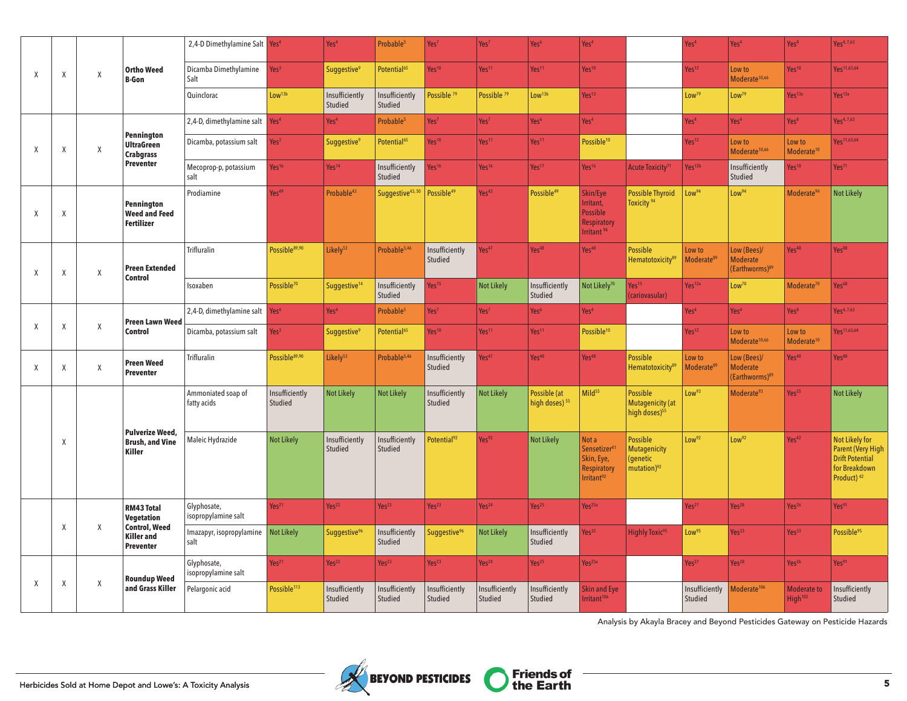| | | | | | | | | | | | | | | | | |
|---|---|---|---|---|---|---|---|---|---|---|---|---|---|---|---|---|
| X | X | X | **Ortho Weed B-Gon** | 2,4-D Dimethylamine Salt | Yes[4] | Yes[4] | Probable[5] | Yes[7] | Yes[7] | Yes[6] | Yes[4] | | Yes[4] | Yes[4] | Yes[8] | Yes[4,7,63] |
| | | | | Dicamba Dimethylamine Salt | Yes[3] | Suggestive[9] | Potential[65] | Yes[10] | Yes[11] | Yes[11] | Yes[10] | | Yes[12] | Low to Moderate[10,66] | Yes[10] | Yes[11,63,64] |
| | | | | Quinclorac | Low[13b] | Insufficiently Studied | Insufficiently Studied | Possible[79] | Possible[79] | Low[13b] | Yes[13] | | Low[79] | Low[79] | Yes[13a] | Yes[13a] |
| X | X | X | **Pennington UltraGreen Crabgrass Preventer** | 2,4-D, dimethylamine salt | Yes[4] | Yes[4] | Probable[5] | Yes[7] | Yes[7] | Yes[6] | Yes[4] | | Yes[4] | Yes[4] | Yes[8] | Yes[4,7,63] |
| | | | | Dicamba, potassium salt | Yes[3] | Suggestive[9] | Potential[65] | Yes[10] | Yes[11] | Yes[11] | Possible[10] | | Yes[12] | Low to Moderate[10,66] | Low to Moderate[10] | Yes[11,63,64] |
| | | | | Mecoprop-p, potassium salt | Yes[16] | Yes[14] | Insufficiently Studied | Yes[16] | Yes[16] | Yes[17] | Yes[16] | Acute Toxicity[71] | Yes[12b] | Insufficiently Studied | Yes[18] | Yes[71] |
| X | X | | **Pennington Weed and Feed Fertilizer** | Prodiamine | Yes[49] | Probable[43] | Suggestive[43,50] | Possible[49] | Yes[43] | Possible[49] | Skin/Eye Irritant, Possible Respiratory Irritant[94] | Possible Thyroid Toxicity[94] | Low[94] | Low[94] | Moderate[94] | Not Likely |
| X | X | X | **Preen Extended Control** | Trifluralin | Possible[89,90] | Likely[53] | Probable[5,46] | Insufficiently Studied | Yes[47] | Yes[48] | Yes[48] | Possible Hematotoxicity[89] | Low to Moderate[89] | Low (Bees)/ Moderate (Earthworms)[89] | Yes[48] | Yes[88] |
| | | | | Isoxaben | Possible[70] | Suggestive[14] | Insufficiently Studied | Yes[15] | Not Likely | Insufficiently Studied | Not Likely[70] | Yes[15] (cariovasular) | Yes[12a] | Low[70] | Moderate[70] | Yes[68] |
| X | X | X | **Preen Lawn Weed Control** | 2,4-D, dimethylamine salt | Yes[4] | Yes[4] | Probable[5] | Yes[7] | Yes[7] | Yes[6] | Yes[4] | | Yes[4] | Yes[4] | Yes[8] | Yes[4,7,63] |
| | | | | Dicamba, potassium salt | Yes[3] | Suggestive[9] | Potential[65] | Yes[10] | Yes[11] | Yes[11] | Possible[10] | | Yes[12] | Low to Moderate[10,66] | Low to Moderate[10] | Yes[11,63,64] |
| X | X | X | **Preen Weed Preventer** | Trifluralin | Possible[89,90] | Likely[53] | Probable[5,46] | Insufficiently Studied | Yes[47] | Yes[48] | Yes[48] | Possible Hematotoxicity[89] | Low to Moderate[89] | Low (Bees)/ Moderate (Earthworms)[89] | Yes[48] | Yes[88] |
| | X | | **Pulverize Weed, Brush, and Vine Killer** | Ammoniated soap of fatty acids | Insufficiently Studied | Not Likely | Not Likely | Insufficiently Studied | Not Likely | Possible (at high doses)[55] | Mild[55] | Possible Mutagenicity (at high doses)[55] | Low[93] | Moderate[93] | Yes[55] | Not Likely |
| | | | | Maleic Hydrazide | Not Likely | Insufficiently Studied | Insufficiently Studied | Potential[92] | Yes[92] | Not Likely | Not a Sensetizer[41] Skin, Eye, Respiratory Irritant[92] | Possible Mutagenicity (genetic mutation)[92] | Low[92] | Low[92] | Yes[42] | Not Likely for Parent (Very High Drift Potential for Breakdown Product)[42] |
| | X | X | **RM43 Total Vegetation Control, Weed Killer and Preventer** | Glyphosate, isopropylamine salt | Yes[21] | Yes[22] | Yes[23] | Yes[23] | Yes[24] | Yes[25] | Yes[25a] | | Yes[27] | Yes[28] | Yes[26] | Yes[91] |
| | | | | Imazapyr, isopropylamine salt | Not Likely | Suggestive[96] | Insufficiently Studied | Suggestive[96] | Not Likely | Insufficiently Studied | Yes[32] | Highly Toxic[95] | Low[95] | Yes[33] | Yes[33] | Possible[95] |
| X | X | X | **Roundup Weed and Grass Killer** | Glyphosate, isopropylamine salt | Yes[21] | Yes[22] | Yes[23] | Yes[23] | Yes[24] | Yes[25] | Yes[25a] | | Yes[27] | Yes[28] | Yes[26] | Yes[91] |
| | | | | Pelargonic acid | Possible[113] | Insufficiently Studied | Insufficiently Studied | Insufficiently Studied | Insufficiently Studied | Insufficiently Studied | Skin and Eye Irritant[106] | | Insufficiently Studied | Moderate[106] | Moderate to High[103] | Insufficiently Studied |

Analysis by Akayla Bracey and Beyond Pesticides Gateway on Pesticide Hazards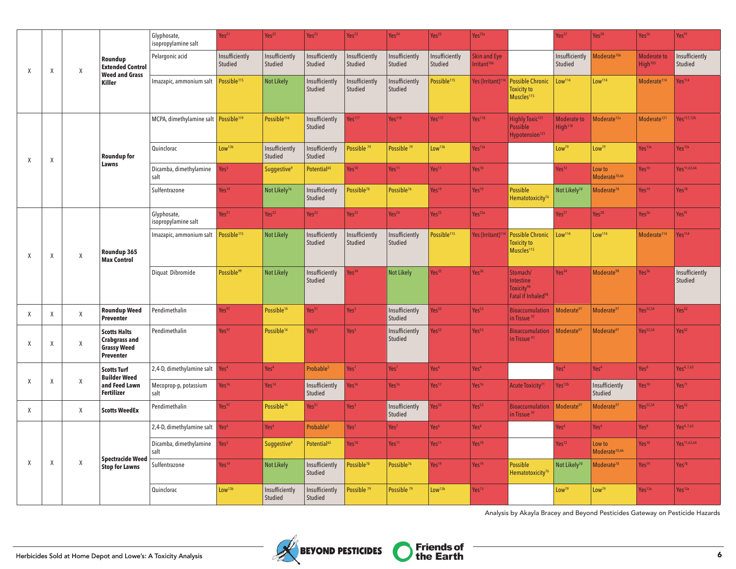| | | | | | | | | | | | | | | | | |
|---|---|---|---|---|---|---|---|---|---|---|---|---|---|---|---|---|
| X | X | X | Roundup Extended Control Weed and Grass Killer | Glyphosate, isopropylamine salt | Yes[21] | Yes[22] | Yes[23] | Yes[23] | Yes[24] | Yes[25] | Yes[25a] | | Yes[27] | Yes[28] | Yes[26] | Yes[91] |
| | | | | Pelargonic acid | Insufficiently Studied | Insufficiently Studied | Insufficiently Studied | Insufficiently Studied | Insufficiently Studied | Insufficiently Studied | Skin and Eye Irritant[106] | | Insufficiently Studied | Moderate[106] | Moderate to High[103] | Insufficiently Studied |
| | | | | Imazapic, ammonium salt | Possible[115] | Not Likely | Insufficiently Studied | Insufficiently Studied | Insufficiently Studied | Possible[115] | Yes (Irritant)[114] | Possible Chronic Toxicity to Muscles[115] | Low[114] | Low[114] | Moderate[114] | Yes[114] |
| X | X | | Roundup for Lawns | MCPA, dimethylamine salt | Possible[119] | Possible[116] | Insufficiently Studied | Yes[117] | Yes[118] | Yes[117] | Yes[118] | Highly Toxic[121] Possible Hypotension[121] | Moderate to High[118] | Moderate[12a] | Moderate[121] | Yes[117,120] |
| | | | | Quinclorac | Low[13b] | Insufficiently Studied | Insufficiently Studied | Possible [79] | Possible [79] | Low[13b] | Yes[13a] | | Low[79] | Low[79] | Yes[13a] | Yes[13a] |
| | | | | Dicamba, dimethylamine salt | Yes[3] | Suggestive[9] | Potential[65] | Yes[10] | Yes[11] | Yes[11] | Yes[10] | | Yes[12] | Low to Moderate[10,66] | Yes[10] | Yes[11,63,64] |
| | | | | Sulfentrazone | Yes[19] | Not Likely[76] | Insufficiently Studied | Possible[78] | Possible[76] | Yes[19] | Yes[19] | Possible Hematotoxicity[76] | Not Likely[78] | Moderate[78] | Yes[19] | Yes[78] |
| X | X | X | Roundup 365 Max Control | Glyphosate, isopropylamine salt | Yes[21] | Yes[22] | Yes[23] | Yes[23] | Yes[24] | Yes[25] | Yes[25a] | | Yes[27] | Yes[28] | Yes[26] | Yes[91] |
| | | | | Imazapic, ammonium salt | Possible[115] | Not Likely | Insufficiently Studied | Insufficiently Studied | Insufficiently Studied | Possible[115] | Yes (Irritant)[114] | Possible Chronic Toxicity to Muscles[115] | Low[114] | Low[114] | Moderate[114] | Yes[114] |
| | | | | Diquat Dibromide | Possible[99] | Not Likely | Insufficiently Studied | Yes[34] | Not Likely | Yes[35] | Yes[36] | Stomach/ Intestine Toxicity[98] Fatal if Inhaled[98] | Yes[34] | Moderate[98] | Yes[36] | Insufficiently Studied |
| X | X | X | Roundup Weed Preventer | Pendimethalin | Yes[97] | Possible[14] | Yes[51] | Yes[3] | Insufficiently Studied | Yes[52] | Yes[53] | Bioaccumulation in Tissue [97] | Moderate[97] | Moderate[97] | Yes[52,54] | Yes[52] |
| X | X | X | Scotts Halts Crabgrass and Grassy Weed Preventer | Pendimethalin | Yes[97] | Possible[14] | Yes[51] | Yes[3] | Insufficiently Studied | Yes[52] | Yes[53] | Bioaccumulation in Tissue [97] | Moderate[97] | Moderate[97] | Yes[52,54] | Yes[52] |
| X | X | X | Scotts Turf Builder Weed and Feed Lawn Fertilizer | 2,4-D, dimethylamine salt | Yes[4] | Yes[4] | Probable[5] | Yes[7] | Yes[7] | Yes[6] | Yes[4] | | Yes[4] | Yes[4] | Yes[8] | Yes[4,7,63] |
| | | | | Mecoprop-p, potassium salt | Yes[16] | Yes[14] | Insufficiently Studied | Yes[16] | Yes[16] | Yes[17] | Yes[16] | Acute Toxicity[71] | Yes[12b] | Insufficiently Studied | Yes[18] | Yes[71] |
| X | | X | Scotts WeedEx | Pendimethalin | Yes[97] | Possible[14] | Yes[51] | Yes[3] | Insufficiently Studied | Yes[52] | Yes[53] | Bioaccumulation in Tissue [97] | Moderate[97] | Moderate[97] | Yes[52,54] | Yes[52] |
| X | X | X | Spectracide Weed Stop for Lawns | 2,4-D, dimethylamine salt | Yes[4] | Yes[4] | Probable[5] | Yes[7] | Yes[7] | Yes[6] | Yes[4] | | Yes[4] | Yes[4] | Yes[8] | Yes[4,7,63] |
| | | | | Dicamba, dimethylamine salt | Yes[3] | Suggestive[9] | Potential[65] | Yes[10] | Yes[11] | Yes[11] | Yes[10] | | Yes[12] | Low to Moderate[10,66] | Yes[10] | Yes[11,63,64] |
| | | | | Sulfentrazone | Yes[19] | Not Likely | Insufficiently Studied | Possible[78] | Possible[76] | Yes[19] | Yes[19] | Possible Hematotoxicity[76] | Not Likely[78] | Moderate[78] | Yes[19] | Yes[78] |
| | | | | Quinclorac | Low[13b] | Insufficiently Studied | Insufficiently Studied | Possible [79] | Possible [79] | Low[13b] | Yes[13] | | Low[79] | Low[79] | Yes[13a] | Yes[13a] |

Analysis by Akayla Bracey and Beyond Pesticides Gateway on Pesticide Hazards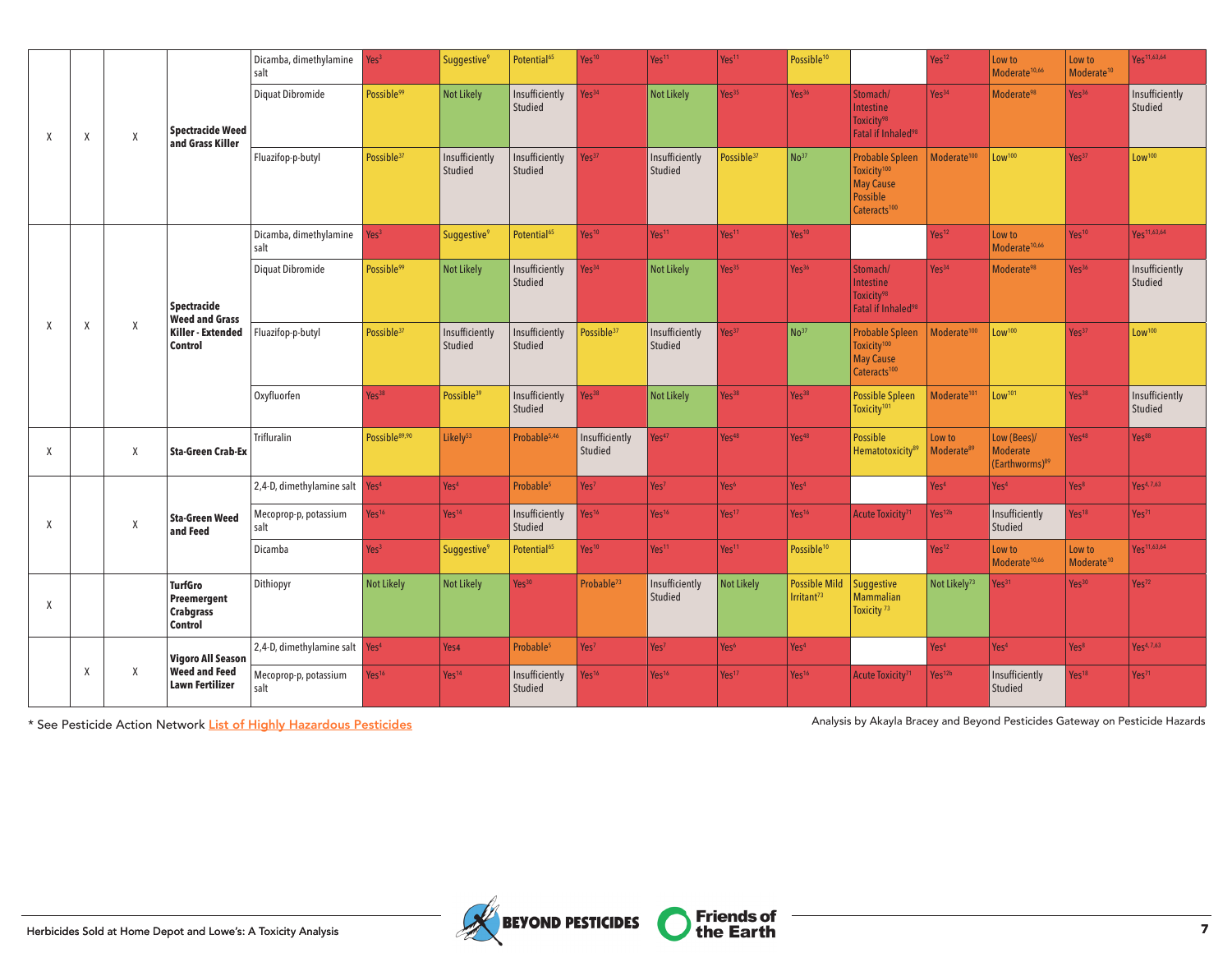| | | | | | | | | | | | | | | | | |
|---|---|---|---|---|---|---|---|---|---|---|---|---|---|---|---|---|
| X | X | X | Spectracide Weed and Grass Killer | Dicamba, dimethylamine salt | Yes[3] | Suggestive[9] | Potential[65] | Yes[10] | Yes[11] | Yes[11] | Possible[10] | | Yes[12] | Low to Moderate[10,66] | Low to Moderate[10] | Yes[11,63,64] |
| | | | | Diquat Dibromide | Possible[99] | Not Likely | Insufficiently Studied | Yes[34] | Not Likely | Yes[35] | Yes[36] | Stomach/ Intestine Toxicity[98] Fatal if Inhaled[98] | Yes[34] | Moderate[98] | Yes[36] | Insufficiently Studied |
| | | | | Fluazifop-p-butyl | Possible[37] | Insufficiently Studied | Insufficiently Studied | Yes[37] | Insufficiently Studied | Possible[37] | No[37] | Probable Spleen Toxicity[100] May Cause Possible Cateracts[100] | Moderate[100] | Low[100] | Yes[37] | Low[100] |
| X | X | X | Spectracide Weed and Grass Killer - Extended Control | Dicamba, dimethylamine salt | Yes[3] | Suggestive[9] | Potential[65] | Yes[10] | Yes[11] | Yes[11] | Yes[10] | | Yes[12] | Low to Moderate[10,66] | Yes[10] | Yes[11,63,64] |
| | | | | Diquat Dibromide | Possible[99] | Not Likely | Insufficiently Studied | Yes[34] | Not Likely | Yes[35] | Yes[36] | Stomach/ Intestine Toxicity[98] Fatal if Inhaled[98] | Yes[34] | Moderate[98] | Yes[36] | Insufficiently Studied |
| | | | | Fluazifop-p-butyl | Possible[37] | Insufficiently Studied | Insufficiently Studied | Possible[37] | Insufficiently Studied | Yes[37] | No[37] | Probable Spleen Toxicity[100] May Cause Cateracts[100] | Moderate[100] | Low[100] | Yes[37] | Low[100] |
| | | | | Oxyfluorfen | Yes[38] | Possible[39] | Insufficiently Studied | Yes[38] | Not Likely | Yes[38] | Yes[38] | Possible Spleen Toxicity[101] | Moderate[101] | Low[101] | Yes[38] | Insufficiently Studied |
| X | | X | Sta-Green Crab-Ex | Trifluralin | Possible[89,90] | Likely[53] | Probable[5,46] | Insufficiently Studied | Yes[47] | Yes[48] | Yes[48] | Possible Hematotoxicity[89] | Low to Moderate[89] | Low (Bees)/ Moderate (Earthworms)[89] | Yes[48] | Yes[88] |
| X | | X | Sta-Green Weed and Feed | 2,4-D, dimethylamine salt | Yes[4] | Yes[4] | Probable[5] | Yes[7] | Yes[7] | Yes[6] | Yes[4] | | Yes[4] | Yes[4] | Yes[8] | Yes[4,7,63] |
| | | | | Mecoprop-p, potassium salt | Yes[16] | Yes[14] | Insufficiently Studied | Yes[16] | Yes[16] | Yes[17] | Yes[16] | Acute Toxicity[71] | Yes[12b] | Insufficiently Studied | Yes[18] | Yes[71] |
| | | | | Dicamba | Yes[3] | Suggestive[9] | Potential[65] | Yes[10] | Yes[11] | Yes[11] | Possible[10] | | Yes[12] | Low to Moderate[10,66] | Low to Moderate[10] | Yes[11,63,64] |
| X | | | TurfGro Preemergent Crabgrass Control | Dithiopyr | Not Likely | Not Likely | Yes[30] | Probable[73] | Insufficiently Studied | Not Likely | Possible Mild Irritant[73] | Suggestive Mammalian Toxicity [73] | Not Likely[73] | Yes[31] | Yes[30] | Yes[32] |
| | X | X | Vigoro All Season Weed and Feed Lawn Fertilizer | 2,4-D, dimethylamine salt | Yes[4] | Yes4 | Probable[5] | Yes[7] | Yes[7] | Yes[6] | Yes[4] | | Yes[4] | Yes[4] | Yes[8] | Yes[4,7,63] |
| | | | | Mecoprop-p, potassium salt | Yes[16] | Yes[14] | Insufficiently Studied | Yes[16] | Yes[16] | Yes[17] | Yes[16] | Acute Toxicity[71] | Yes[12b] | Insufficiently Studied | Yes[18] | Yes[71] |

* See Pesticide Action Network List of Highly Hazardous Pesticides

Analysis by Akayla Bracey and Beyond Pesticides Gateway on Pesticide Hazards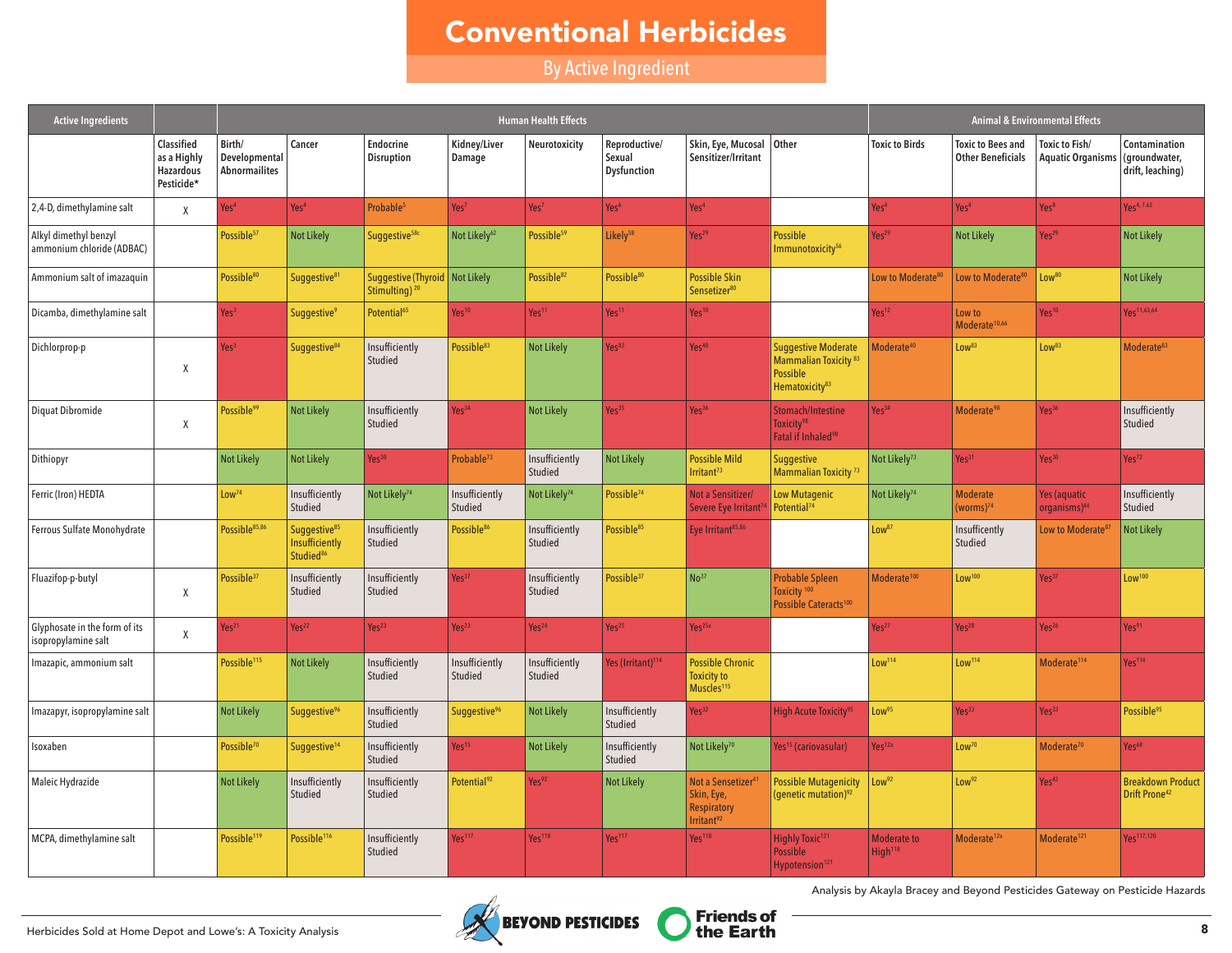# Conventional Herbicides

## By Active Ingredient

| Active Ingredients | Classified as a Highly Hazardous Pesticide* | Human Health Effects | | | | | | | | Animal & Environmental Effects | | | |
|---|---|---|---|---|---|---|---|---|---|---|---|---|---|
| | | Birth/ Developmental Abnormailites | Cancer | Endocrine Disruption | Kidney/Liver Damage | Neurotoxicity | Reproductive/ Sexual Dysfunction | Skin, Eye, Mucosal Sensitizer/Irritant | Other | Toxic to Birds | Toxic to Bees and Other Beneficials | Toxic to Fish/ Aquatic Organisms | Contamination (groundwater, drift, leaching) |
| 2,4-D, dimethylamine salt | X | Yes[4] | Yes[4] | Probable[5] | Yes[7] | Yes[7] | Yes[4] | Yes[4] | | Yes[4] | Yes[4] | Yes[8] | Yes[4,7,63] |
| Alkyl dimethyl benzyl ammonium chloride (ADBAC) | | Possible[57] | Not Likely | Suggestive[58c] | Not Likely[62] | Possible[59] | Likely[58] | Yes[29] | Possible Immunotoxicity[56] | Yes[29] | Not Likely | Yes[29] | Not Likely |
| Ammonium salt of imazaquin | | Possible[80] | Suggestive[81] | Suggestive (Thyroid Stimulting)[20] | Not Likely | Possible[82] | Possible[80] | Possible Skin Sensetizer[80] | | Low to Moderate[80] | Low to Moderate[80] | Low[80] | Not Likely |
| Dicamba, dimethylamine salt | | Yes[3] | Suggestive[9] | Potential[65] | Yes[10] | Yes[11] | Yes[11] | Yes[10] | | Yes[12] | Low to Moderate[10,66] | Yes[10] | Yes[11,63,64] |
| Dichlorprop-p | X | Yes[3] | Suggestive[84] | Insufficiently Studied | Possible[83] | Not Likely | Yes[83] | Yes[40] | Suggestive Moderate Mammalian Toxicity[83] Possible Hematoxicity[83] | Moderate[40] | Low[83] | Low[83] | Moderate[83] |
| Diquat Dibromide | X | Possible[99] | Not Likely | Insufficiently Studied | Yes[34] | Not Likely | Yes[35] | Yes[36] | Stomach/Intestine Toxicity[98] Fatal if Inhaled[98] | Yes[34] | Moderate[98] | Yes[36] | Insufficiently Studied |
| Dithiopyr | | Not Likely | Not Likely | Yes[30] | Probable[73] | Insufficiently Studied | Not Likely | Possible Mild Irritant[73] | Suggestive Mammalian Toxicity[73] | Not Likely[73] | Yes[31] | Yes[30] | Yes[72] |
| Ferric (Iron) HEDTA | | Low[74] | Insufficiently Studied | Not Likely[74] | Insufficiently Studied | Not Likely[74] | Possible[74] | Not a Sensitizer/ Severe Eye Irritant[74] | Low Mutagenic Potential[74] | Not Likely[74] | Moderate (worms)[74] | Yes (aquatic organisms)[44] | Insufficiently Studied |
| Ferrous Sulfate Monohydrate | | Possible[85,86] | Suggestive[85] Insufficiently Studied[86] | Insufficiently Studied | Possible[86] | Insufficiently Studied | Possible[85] | Eye Irritant[85,86] | | Low[87] | Insufficiently Studied | Low to Moderate[87] | Not Likely |
| Fluazifop-p-butyl | X | Possible[37] | Insufficiently Studied | Insufficiently Studied | Yes[37] | Insufficiently Studied | Possible[37] | No[37] | Probable Spleen Toxicity[100] Possible Cateracts[100] | Moderate[100] | Low[100] | Yes[37] | Low[100] |
| Glyphosate in the form of its isopropylamine salt | X | Yes[21] | Yes[22] | Yes[23] | Yes[23] | Yes[24] | Yes[25] | Yes[25a] | | Yes[27] | Yes[28] | Yes[26] | Yes[91] |
| Imazapic, ammonium salt | | Possible[115] | Not Likely | Insufficiently Studied | Insufficiently Studied | Insufficiently Studied | Yes (Irritant)[114] | Possible Chronic Toxicity to Muscles[115] | | Low[114] | Low[114] | Moderate[114] | Yes[114] |
| Imazapyr, isopropylamine salt | | Not Likely | Suggestive[96] | Insufficiently Studied | Suggestive[96] | Not Likely | Insufficiently Studied | Yes[32] | High Acute Toxicity[95] | Low[95] | Yes[33] | Yes[33] | Possible[95] |
| Isoxaben | | Possible[70] | Suggestive[14] | Insufficiently Studied | Yes[15] | Not Likely | Insufficiently Studied | Not Likely[70] | Yes[15] (cariovasular) | Yes[12a] | Low[70] | Moderate[70] | Yes[68] |
| Maleic Hydrazide | | Not Likely | Insufficiently Studied | Insufficiently Studied | Potential[92] | Yes[92] | Not Likely | Not a Sensetizer[41] Skin, Eye, Respiratory Irritant[92] | Possible Mutagenicity (genetic mutation)[92] | Low[92] | Low[92] | Yes[42] | Breakdown Product Drift Prone[42] |
| MCPA, dimethylamine salt | | Possible[119] | Possible[116] | Insufficiently Studied | Yes[117] | Yes[118] | Yes[117] | Yes[118] | Highly Toxic[121] Possible Hypotension[121] | Moderate to High[118] | Moderate[12a] | Moderate[121] | Yes[117,120] |

Analysis by Akayla Bracey and Beyond Pesticides Gateway on Pesticide Hazards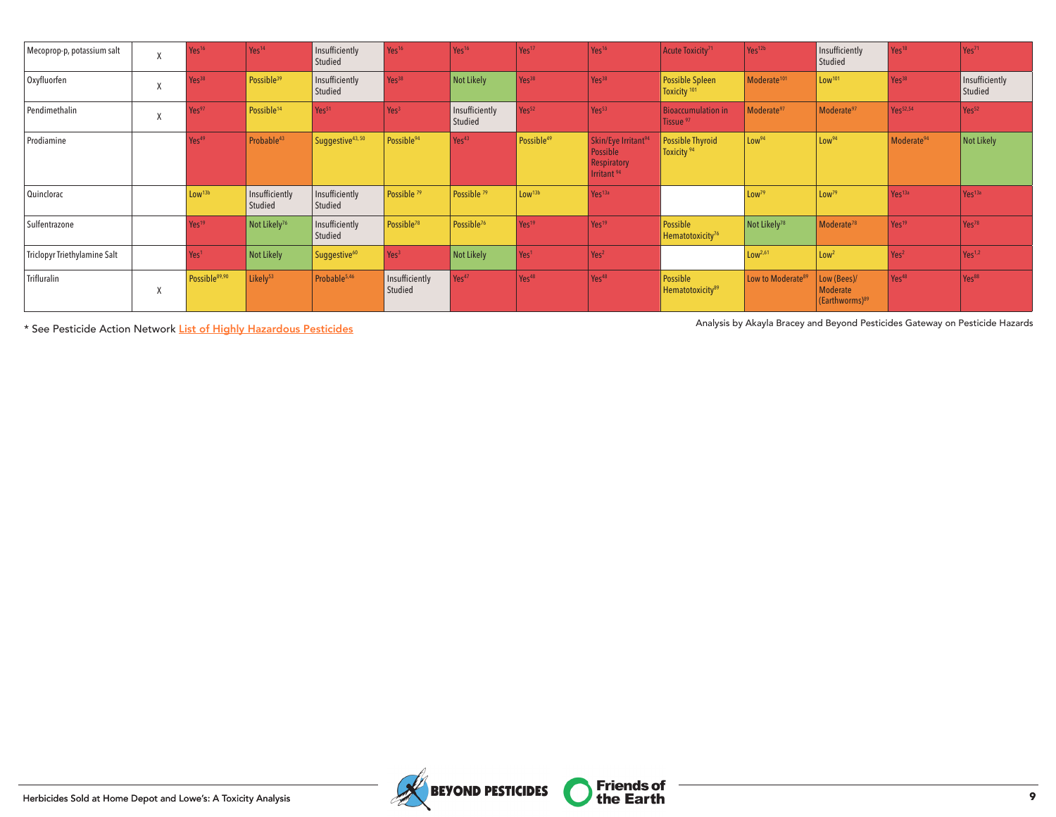| | | | | | | | | | | | | | |
|---|---|---|---|---|---|---|---|---|---|---|---|---|---|
| Mecoprop-p, potassium salt | X | Yes[16] | Yes[14] | Insufficiently Studied | Yes[16] | Yes[16] | Yes[17] | Yes[16] | Acute Toxicity[71] | Yes[12b] | Insufficiently Studied | Yes[10] | Yes[71] |
| Oxyfluorfen | X | Yes[38] | Possible[39] | Insufficiently Studied | Yes[38] | Not Likely | Yes[38] | Yes[38] | Possible Spleen Toxicity [101] | Moderate[101] | Low[101] | Yes[38] | Insufficiently Studied |
| Pendimethalin | X | Yes[97] | Possible[14] | Yes[51] | Yes[3] | Insufficiently Studied | Yes[52] | Yes[53] | Bioaccumulation in Tissue [97] | Moderate[97] | Moderate[97] | Yes[52,54] | Yes[52] |
| Prodiamine | | Yes[49] | Probable[43] | Suggestive[43, 50] | Possible[94] | Yes[43] | Possible[49] | Skin/Eye Irritant[94] Possible Respiratory Irritant [94] | Possible Thyroid Toxicity [94] | Low[94] | Low[94] | Moderate[94] | Not Likely |
| Quinclorac | | Low[13b] | Insufficiently Studied | Insufficiently Studied | Possible [79] | Possible [79] | Low[13b] | Yes[13a] | | Low[79] | Low[79] | Yes[13a] | Yes[13a] |
| Sulfentrazone | | Yes[19] | Not Likely[76] | Insufficiently Studied | Possible[78] | Possible[76] | Yes[19] | Yes[19] | Possible Hematotoxicity[76] | Not Likely[78] | Moderate[78] | Yes[19] | Yes[78] |
| Triclopyr Triethylamine Salt | | Yes[1] | Not Likely | Suggestive[60] | Yes[3] | Not Likely | Yes[1] | Yes[2] | | Low[2,61] | Low[2] | Yes[2] | Yes[1,2] |
| Trifluralin | X | Possible[89,90] | Likely[53] | Probable[5,46] | Insufficiently Studied | Yes[47] | Yes[48] | Yes[48] | Possible Hematotoxicity[89] | Low to Moderate[89] | Low (Bees)/ Moderate (Earthworms)[89] | Yes[48] | Yes[88] |

* See Pesticide Action Network List of Highly Hazardous Pesticides

Analysis by Akayla Bracey and Beyond Pesticides Gateway on Pesticide Hazards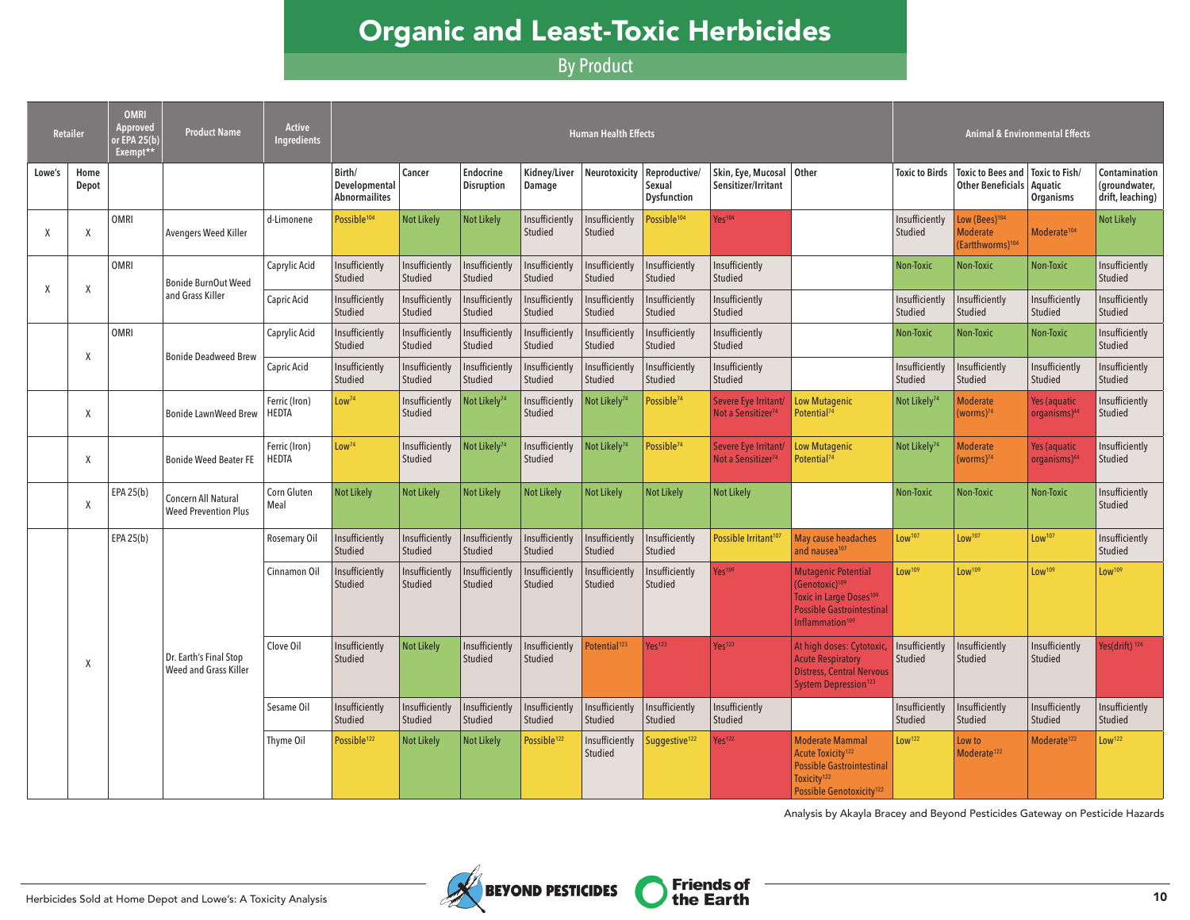# Organic and Least-Toxic Herbicides

## By Product

| Retailer | | OMRI Approved or EPA 25(b) Exempt** | Product Name | Active Ingredients | Human Health Effects | | | | | | | | | Animal & Environmental Effects | | | |
|---|---|---|---|---|---|---|---|---|---|---|---|---|---|---|---|---|
| Lowe's | Home Depot | | | | Birth/ Developmental Abnormailites | Cancer | Endocrine Disruption | Kidney/Liver Damage | Neurotoxicity | Reproductive/ Sexual Dysfunction | Skin, Eye, Mucosal Sensitizer/Irritant | Other | Toxic to Birds | Toxic to Bees and Other Beneficials | Toxic to Fish/ Aquatic Organisms | Contamination (groundwater, drift, leaching) |
| X | X | OMRI | Avengers Weed Killer | d-Limonene | Possible[104] | Not Likely | Not Likely | Insufficiently Studied | Insufficiently Studied | Possible[104] | Yes[104] | | Insufficiently Studied | Low (Bees)[104] Moderate (Eartthworms)[104] | Moderate[104] | Not Likely |
| X | X | OMRI | Bonide BurnOut Weed and Grass Killer | Caprylic Acid | Insufficiently Studied | Insufficiently Studied | Insufficiently Studied | Insufficiently Studied | Insufficiently Studied | Insufficiently Studied | Insufficiently Studied | | Non-Toxic | Non-Toxic | Non-Toxic | Insufficiently Studied |
| | | | | Capric Acid | Insufficiently Studied | Insufficiently Studied | Insufficiently Studied | Insufficiently Studied | Insufficiently Studied | Insufficiently Studied | Insufficiently Studied | | Insufficiently Studied | Insufficiently Studied | Insufficiently Studied | Insufficiently Studied |
| | X | OMRI | Bonide Deadweed Brew | Caprylic Acid | Insufficiently Studied | Insufficiently Studied | Insufficiently Studied | Insufficiently Studied | Insufficiently Studied | Insufficiently Studied | Insufficiently Studied | | Non-Toxic | Non-Toxic | Non-Toxic | Insufficiently Studied |
| | | | | Capric Acid | Insufficiently Studied | Insufficiently Studied | Insufficiently Studied | Insufficiently Studied | Insufficiently Studied | Insufficiently Studied | Insufficiently Studied | | Insufficiently Studied | Insufficiently Studied | Insufficiently Studied | Insufficiently Studied |
| | X | | Bonide LawnWeed Brew | Ferric (Iron) HEDTA | Low[74] | Insufficiently Studied | Not Likely[74] | Insufficiently Studied | Not Likely[74] | Possible[74] | Severe Eye Irritant/ Not a Sensitizer[74] | Low Mutagenic Potential[74] | Not Likely[74] | Moderate (worms)[74] | Yes (aquatic organisms)[44] | Insufficiently Studied |
| | X | | Bonide Weed Beater FE | Ferric (Iron) HEDTA | Low[74] | Insufficiently Studied | Not Likely[74] | Insufficiently Studied | Not Likely[74] | Possible[74] | Severe Eye Irritant/ Not a Sensitizer[74] | Low Mutagenic Potential[74] | Not Likely[74] | Moderate (worms)[74] | Yes (aquatic organisms)[44] | Insufficiently Studied |
| | X | EPA 25(b) | Concern All Natural Weed Prevention Plus | Corn Gluten Meal | Not Likely | Not Likely | Not Likely | Not Likely | Not Likely | Not Likely | Not Likely | | Non-Toxic | Non-Toxic | Non-Toxic | Insufficiently Studied |
| | X | EPA 25(b) | Dr. Earth's Final Stop Weed and Grass Killer | Rosemary Oil | Insufficiently Studied | Insufficiently Studied | Insufficiently Studied | Insufficiently Studied | Insufficiently Studied | Insufficiently Studied | Possible Irritant[107] | May cause headaches and nausea[107] | Low[107] | Low[107] | Low[107] | Insufficiently Studied |
| | | | | Cinnamon Oil | Insufficiently Studied | Insufficiently Studied | Insufficiently Studied | Insufficiently Studied | Insufficiently Studied | Insufficiently Studied | Yes[109] | Mutagenic Potential (Genotoxic)[109] Toxic in Large Doses[109] Possible Gastrointestinal Inflammation[109] | Low[109] | Low[109] | Low[109] | Low[109] |
| | | | | Clove Oil | Insufficiently Studied | Not Likely | Insufficiently Studied | Insufficiently Studied | Potential[123] | Yes[123] | Yes[123] | At high doses: Cytotoxic, Acute Respiratory Distress, Central Nervous System Depression[123] | Insufficiently Studied | Insufficiently Studied | Insufficiently Studied | Yes(drift)[124] |
| | | | | Sesame Oil | Insufficiently Studied | Insufficiently Studied | Insufficiently Studied | Insufficiently Studied | Insufficiently Studied | Insufficiently Studied | Insufficiently Studied | | Insufficiently Studied | Insufficiently Studied | Insufficiently Studied | Insufficiently Studied |
| | | | | Thyme Oil | Possible[122] | Not Likely | Not Likely | Possible[122] | Insufficiently Studied | Suggestive[122] | Yes[122] | Moderate Mammal Acute Toxicity[122] Possible Gastrointestinal Toxicity[122] Possible Genotoxicity[122] | Low[122] | Low to Moderate[122] | Moderate[122] | Low[122] |

Analysis by Akayla Bracey and Beyond Pesticides Gateway on Pesticide Hazards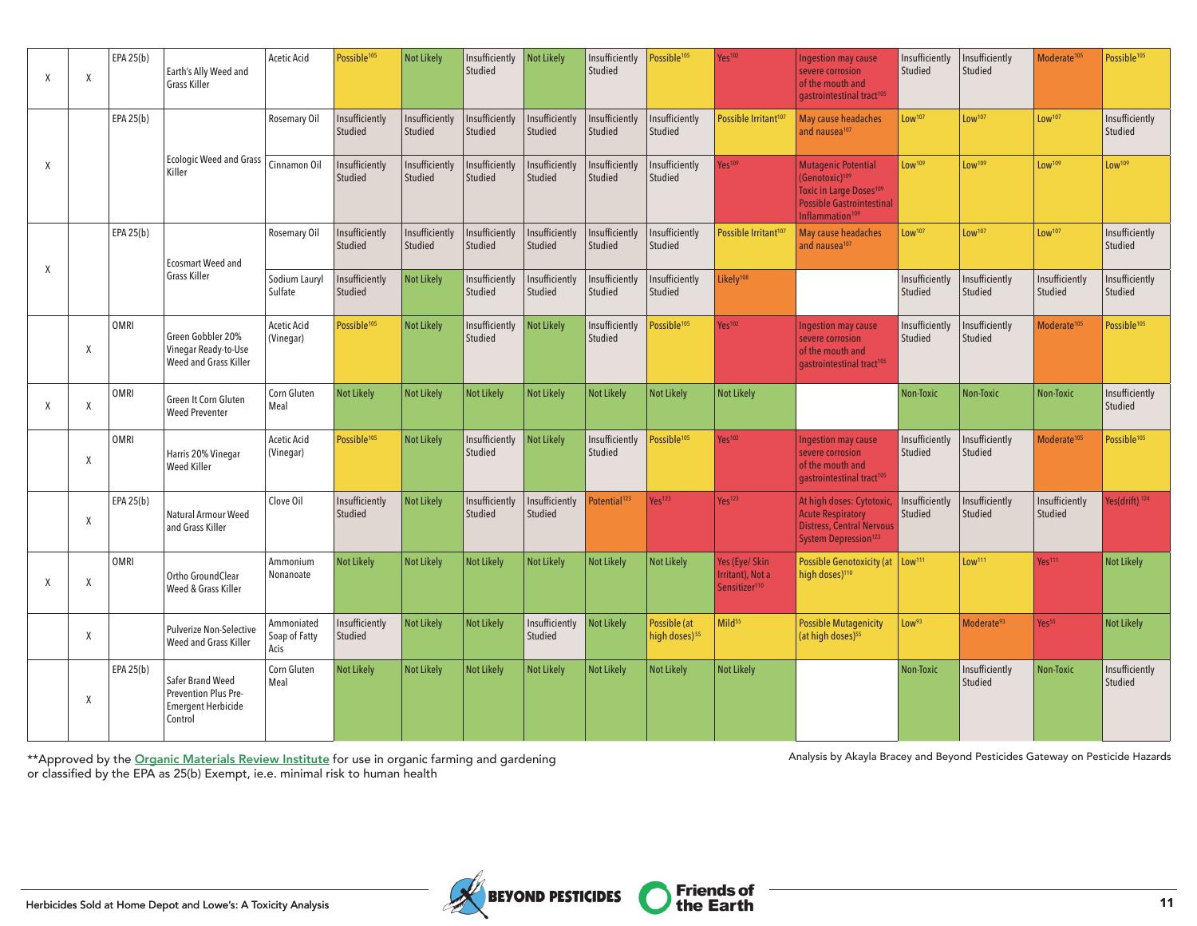| | | | | | | | | | | | | | | | | | |
|---|---|---|---|---|---|---|---|---|---|---|---|---|---|---|---|---|---|
| X | X | EPA 25(b) | Earth's Ally Weed and Grass Killer | Acetic Acid | Possible[105] | Not Likely | Insufficiently Studied | Not Likely | Insufficiently Studied | Possible[105] | Yes[102] | Ingestion may cause severe corrosion of the mouth and gastrointestinal tract[105] | Insufficiently Studied | Insufficiently Studied | Moderate[105] | Possible[105] |
| X | | EPA 25(b) | Ecologic Weed and Grass Killer | Rosemary Oil | Insufficiently Studied | Insufficiently Studied | Insufficiently Studied | Insufficiently Studied | Insufficiently Studied | Insufficiently Studied | Possible Irritant[107] | May cause headaches and nausea[107] | Low[107] | Low[107] | Low[107] | Insufficiently Studied |
| | | | | Cinnamon Oil | Insufficiently Studied | Insufficiently Studied | Insufficiently Studied | Insufficiently Studied | Insufficiently Studied | Insufficiently Studied | Yes[109] | Mutagenic Potential (Genotoxic)[109] Toxic in Large Doses[109] Possible Gastrointestinal Inflammation[109] | Low[109] | Low[109] | Low[109] | Low[109] |
| X | | EPA 25(b) | Ecosmart Weed and Grass Killer | Rosemary Oil | Insufficiently Studied | Insufficiently Studied | Insufficiently Studied | Insufficiently Studied | Insufficiently Studied | Insufficiently Studied | Possible Irritant[107] | May cause headaches and nausea[107] | Low[107] | Low[107] | Low[107] | Insufficiently Studied |
| | | | | Sodium Lauryl Sulfate | Insufficiently Studied | Not Likely | Insufficiently Studied | Insufficiently Studied | Insufficiently Studied | Insufficiently Studied | Likely[108] | | Insufficiently Studied | Insufficiently Studied | Insufficiently Studied | Insufficiently Studied |
| | X | OMRI | Green Gobbler 20% Vinegar Ready-to-Use Weed and Grass Killer | Acetic Acid (Vinegar) | Possible[105] | Not Likely | Insufficiently Studied | Not Likely | Insufficiently Studied | Possible[105] | Yes[102] | Ingestion may cause severe corrosion of the mouth and gastrointestinal tract[105] | Insufficiently Studied | Insufficiently Studied | Moderate[105] | Possible[105] |
| X | X | OMRI | Green It Corn Gluten Weed Preventer | Corn Gluten Meal | Not Likely | Not Likely | Not Likely | Not Likely | Not Likely | Not Likely | Not Likely | | Non-Toxic | Non-Toxic | Non-Toxic | Insufficiently Studied |
| | X | OMRI | Harris 20% Vinegar Weed Killer | Acetic Acid (Vinegar) | Possible[105] | Not Likely | Insufficiently Studied | Not Likely | Insufficiently Studied | Possible[105] | Yes[102] | Ingestion may cause severe corrosion of the mouth and gastrointestinal tract[105] | Insufficiently Studied | Insufficiently Studied | Moderate[105] | Possible[105] |
| | X | EPA 25(b) | Natural Armour Weed and Grass Killer | Clove Oil | Insufficiently Studied | Not Likely | Insufficiently Studied | Insufficiently Studied | Potential[123] | Yes[123] | Yes[123] | At high doses: Cytotoxic, Acute Respiratory Distress, Central Nervous System Depression[123] | Insufficiently Studied | Insufficiently Studied | Insufficiently Studied | Yes(drift)[124] |
| X | X | OMRI | Ortho GroundClear Weed & Grass Killer | Ammonium Nonanoate | Not Likely | Not Likely | Not Likely | Not Likely | Not Likely | Not Likely | Yes (Eye/ Skin Irritant), Not a Sensitizer[110] | Possible Genotoxicity (at high doses)[110] | Low[111] | Low[111] | Yes[111] | Not Likely |
| | X | | Pulverize Non-Selective Weed and Grass Killer | Ammoniated Soap of Fatty Acis | Insufficiently Studied | Not Likely | Not Likely | Insufficiently Studied | Not Likely | Possible (at high doses)[55] | Mild[55] | Possible Mutagenicity (at high doses)[55] | Low[93] | Moderate[93] | Yes[55] | Not Likely |
| | X | EPA 25(b) | Safer Brand Weed Prevention Plus Pre-Emergent Herbicide Control | Corn Gluten Meal | Not Likely | Not Likely | Not Likely | Not Likely | Not Likely | Not Likely | Not Likely | | Non-Toxic | Insufficiently Studied | Non-Toxic | Insufficiently Studied |

**Approved by the Organic Materials Review Institute for use in organic farming and gardening or classified by the EPA as 25(b) Exempt, ie.e. minimal risk to human health

Analysis by Akayla Bracey and Beyond Pesticides Gateway on Pesticide Hazards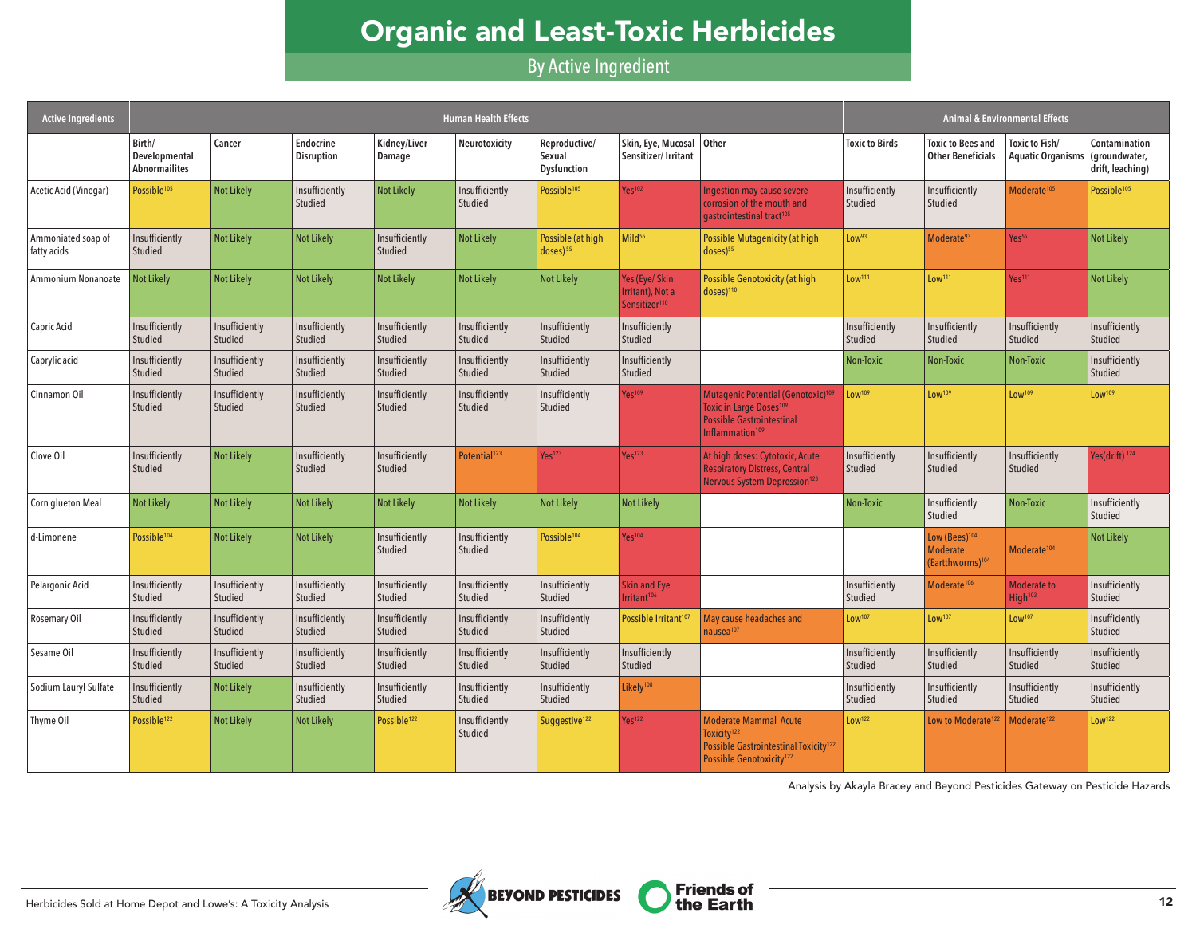# Organic and Least-Toxic Herbicides

## By Active Ingredient

| Active Ingredients | Human Health Effects | | | | | | | | Animal & Environmental Effects | | | |
|---|---|---|---|---|---|---|---|---|---|---|---|---|
| | Birth/ Developmental Abnormailites | Cancer | Endocrine Disruption | Kidney/Liver Damage | Neurotoxicity | Reproductive/ Sexual Dysfunction | Skin, Eye, Mucosal Sensitizer/ Irritant | Other | Toxic to Birds | Toxic to Bees and Other Beneficials | Toxic to Fish/ Aquatic Organisms | Contamination (groundwater, drift, leaching) |
| Acetic Acid (Vinegar) | Possible[105] | Not Likely | Insufficiently Studied | Not Likely | Insufficiently Studied | Possible[105] | Yes[102] | Ingestion may cause severe corrosion of the mouth and gastrointestinal tract[105] | Insufficiently Studied | Insufficiently Studied | Moderate[105] | Possible[105] |
| Ammoniated soap of fatty acids | Insufficiently Studied | Not Likely | Not Likely | Insufficiently Studied | Not Likely | Possible (at high doses)[55] | Mild[55] | Possible Mutagenicity (at high doses)[55] | Low[93] | Moderate[93] | Yes[55] | Not Likely |
| Ammonium Nonanoate | Not Likely | Not Likely | Not Likely | Not Likely | Not Likely | Not Likely | Yes (Eye/ Skin Irritant), Not a Sensitizer[110] | Possible Genotoxicity (at high doses)[110] | Low[111] | Low[111] | Yes[111] | Not Likely |
| Capric Acid | Insufficiently Studied | Insufficiently Studied | Insufficiently Studied | Insufficiently Studied | Insufficiently Studied | Insufficiently Studied | Insufficiently Studied | | Insufficiently Studied | Insufficiently Studied | Insufficiently Studied | Insufficiently Studied |
| Caprylic acid | Insufficiently Studied | Insufficiently Studied | Insufficiently Studied | Insufficiently Studied | Insufficiently Studied | Insufficiently Studied | Insufficiently Studied | | Non-Toxic | Non-Toxic | Non-Toxic | Insufficiently Studied |
| Cinnamon Oil | Insufficiently Studied | Insufficiently Studied | Insufficiently Studied | Insufficiently Studied | Insufficiently Studied | Insufficiently Studied | Yes[109] | Mutagenic Potential (Genotoxic)[109] Toxic in Large Doses[109] Possible Gastrointestinal Inflammation[109] | Low[109] | Low[109] | Low[109] | Low[109] |
| Clove Oil | Insufficiently Studied | Not Likely | Insufficiently Studied | Insufficiently Studied | Potential[123] | Yes[123] | Yes[123] | At high doses: Cytotoxic, Acute Respiratory Distress, Central Nervous System Depression[123] | Insufficiently Studied | Insufficiently Studied | Insufficiently Studied | Yes(drift)[124] |
| Corn glueton Meal | Not Likely | Not Likely | Not Likely | Not Likely | Not Likely | Not Likely | Not Likely | | Non-Toxic | Insufficiently Studied | Non-Toxic | Insufficiently Studied |
| d-Limonene | Possible[104] | Not Likely | Not Likely | Insufficiently Studied | Insufficiently Studied | Possible[104] | Yes[104] | | | Low (Bees)[104] Moderate (Eartthworms)[104] | Moderate[104] | Not Likely |
| Pelargonic Acid | Insufficiently Studied | Insufficiently Studied | Insufficiently Studied | Insufficiently Studied | Insufficiently Studied | Insufficiently Studied | Skin and Eye Irritant[106] | | Insufficiently Studied | Moderate[106] | Moderate to High[103] | Insufficiently Studied |
| Rosemary Oil | Insufficiently Studied | Insufficiently Studied | Insufficiently Studied | Insufficiently Studied | Insufficiently Studied | Insufficiently Studied | Possible Irritant[107] | May cause headaches and nausea[107] | Low[107] | Low[107] | Low[107] | Insufficiently Studied |
| Sesame Oil | Insufficiently Studied | Insufficiently Studied | Insufficiently Studied | Insufficiently Studied | Insufficiently Studied | Insufficiently Studied | Insufficiently Studied | | Insufficiently Studied | Insufficiently Studied | Insufficiently Studied | Insufficiently Studied |
| Sodium Lauryl Sulfate | Insufficiently Studied | Not Likely | Insufficiently Studied | Insufficiently Studied | Insufficiently Studied | Insufficiently Studied | Likely[108] | | Insufficiently Studied | Insufficiently Studied | Insufficiently Studied | Insufficiently Studied |
| Thyme Oil | Possible[122] | Not Likely | Not Likely | Possible[122] | Insufficiently Studied | Suggestive[122] | Yes[122] | Moderate Mammal Acute Toxicity[122] Possible Gastrointestinal Toxicity[122] Possible Genotoxicity[122] | Low[122] | Low to Moderate[122] | Moderate[122] | Low[122] |

Analysis by Akayla Bracey and Beyond Pesticides Gateway on Pesticide Hazards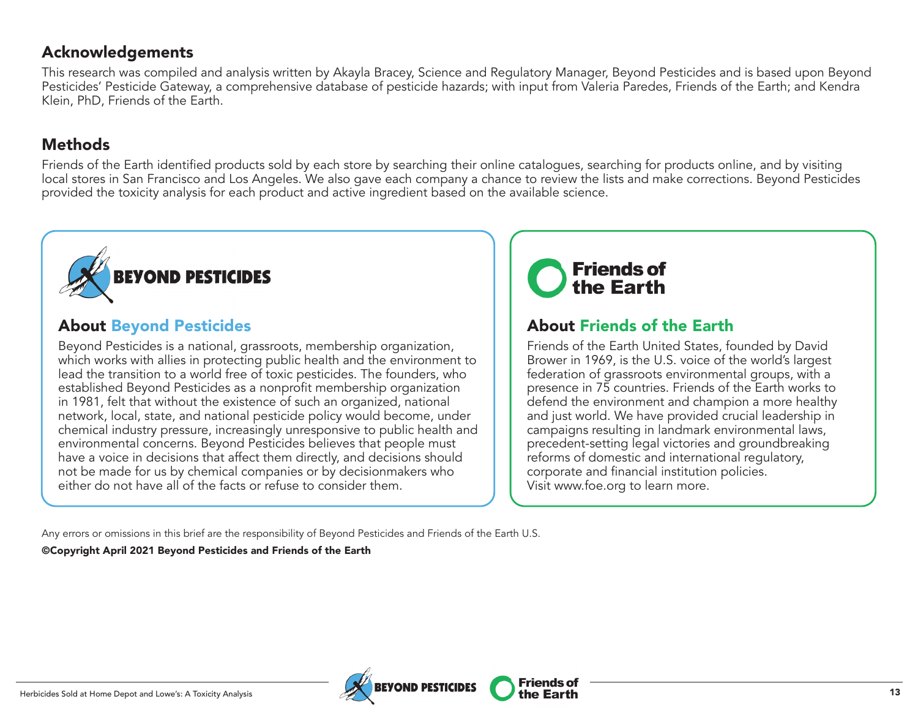## Acknowledgements

This research was compiled and analysis written by Akayla Bracey, Science and Regulatory Manager, Beyond Pesticides and is based upon Beyond Pesticides' Pesticide Gateway, a comprehensive database of pesticide hazards; with input from Valeria Paredes, Friends of the Earth; and Kendra Klein, PhD, Friends of the Earth.

## Methods

Friends of the Earth identified products sold by each store by searching their online catalogues, searching for products online, and by visiting local stores in San Francisco and Los Angeles. We also gave each company a chance to review the lists and make corrections. Beyond Pesticides provided the toxicity analysis for each product and active ingredient based on the available science.

### About Beyond Pesticides

Beyond Pesticides is a national, grassroots, membership organization, which works with allies in protecting public health and the environment to lead the transition to a world free of toxic pesticides. The founders, who established Beyond Pesticides as a nonprofit membership organization in 1981, felt that without the existence of such an organized, national network, local, state, and national pesticide policy would become, under chemical industry pressure, increasingly unresponsive to public health and environmental concerns. Beyond Pesticides believes that people must have a voice in decisions that affect them directly, and decisions should not be made for us by chemical companies or by decisionmakers who either do not have all of the facts or refuse to consider them.

### About Friends of the Earth

Friends of the Earth United States, founded by David Brower in 1969, is the U.S. voice of the world's largest federation of grassroots environmental groups, with a presence in 75 countries. Friends of the Earth works to defend the environment and champion a more healthy and just world. We have provided crucial leadership in campaigns resulting in landmark environmental laws, precedent-setting legal victories and groundbreaking reforms of domestic and international regulatory, corporate and financial institution policies.
Visit www.foe.org to learn more.

Any errors or omissions in this brief are the responsibility of Beyond Pesticides and Friends of the Earth U.S.

**©Copyright April 2021 Beyond Pesticides and Friends of the Earth**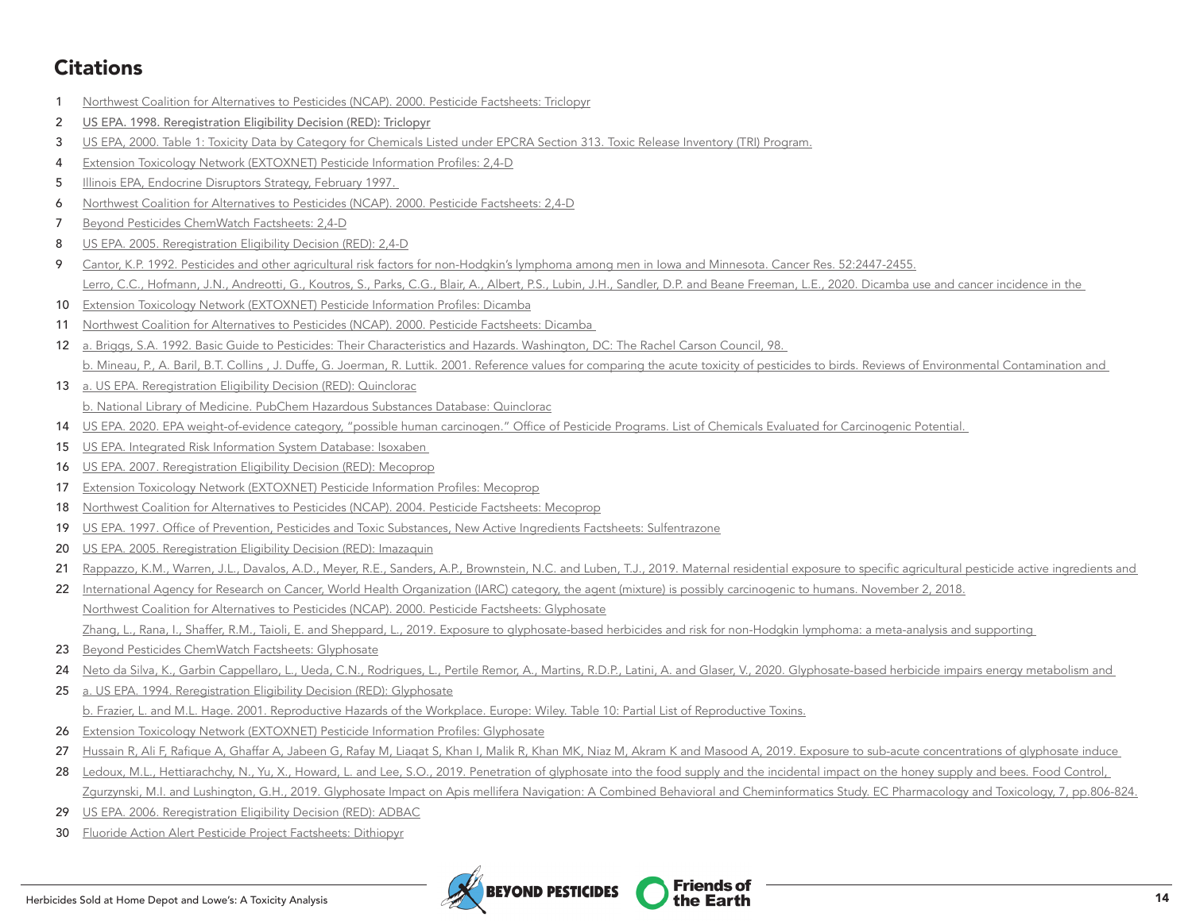## Citations

1. Northwest Coalition for Alternatives to Pesticides (NCAP). 2000. Pesticide Factsheets: Triclopyr
2. US EPA. 1998. Reregistration Eligibility Decision (RED): Triclopyr
3. US EPA, 2000. Table 1: Toxicity Data by Category for Chemicals Listed under EPCRA Section 313. Toxic Release Inventory (TRI) Program.
4. Extension Toxicology Network (EXTOXNET) Pesticide Information Profiles: 2,4-D
5. Illinois EPA, Endocrine Disruptors Strategy, February 1997.
6. Northwest Coalition for Alternatives to Pesticides (NCAP). 2000. Pesticide Factsheets: 2,4-D
7. Beyond Pesticides ChemWatch Factsheets: 2,4-D
8. US EPA. 2005. Reregistration Eligibility Decision (RED): 2,4-D
9. Cantor, K.P. 1992. Pesticides and other agricultural risk factors for non-Hodgkin's lymphoma among men in Iowa and Minnesota. Cancer Res. 52:2447-2455.
   Lerro, C.C., Hofmann, J.N., Andreotti, G., Koutros, S., Parks, C.G., Blair, A., Albert, P.S., Lubin, J.H., Sandler, D.P. and Beane Freeman, L.E., 2020. Dicamba use and cancer incidence in the
10. Extension Toxicology Network (EXTOXNET) Pesticide Information Profiles: Dicamba
11. Northwest Coalition for Alternatives to Pesticides (NCAP). 2000. Pesticide Factsheets: Dicamba
12. a. Briggs, S.A. 1992. Basic Guide to Pesticides: Their Characteristics and Hazards. Washington, DC: The Rachel Carson Council, 98.
    b. Mineau, P., A. Baril, B.T. Collins , J. Duffe, G. Joerman, R. Luttik. 2001. Reference values for comparing the acute toxicity of pesticides to birds. Reviews of Environmental Contamination and
13. a. US EPA. Reregistration Eligibility Decision (RED): Quinclorac
    b. National Library of Medicine. PubChem Hazardous Substances Database: Quinclorac
14. US EPA. 2020. EPA weight-of-evidence category, "possible human carcinogen." Office of Pesticide Programs. List of Chemicals Evaluated for Carcinogenic Potential.
15. US EPA. Integrated Risk Information System Database: Isoxaben
16. US EPA. 2007. Reregistration Eligibility Decision (RED): Mecoprop
17. Extension Toxicology Network (EXTOXNET) Pesticide Information Profiles: Mecoprop
18. Northwest Coalition for Alternatives to Pesticides (NCAP). 2004. Pesticide Factsheets: Mecoprop
19. US EPA. 1997. Office of Prevention, Pesticides and Toxic Substances, New Active Ingredients Factsheets: Sulfentrazone
20. US EPA. 2005. Reregistration Eligibility Decision (RED): Imazaquin
21. Rappazzo, K.M., Warren, J.L., Davalos, A.D., Meyer, R.E., Sanders, A.P., Brownstein, N.C. and Luben, T.J., 2019. Maternal residential exposure to specific agricultural pesticide active ingredients and
22. International Agency for Research on Cancer, World Health Organization (IARC) category, the agent (mixture) is possibly carcinogenic to humans. November 2, 2018.
    Northwest Coalition for Alternatives to Pesticides (NCAP). 2000. Pesticide Factsheets: Glyphosate
    Zhang, L., Rana, I., Shaffer, R.M., Taioli, E. and Sheppard, L., 2019. Exposure to glyphosate-based herbicides and risk for non-Hodgkin lymphoma: a meta-analysis and supporting
23. Beyond Pesticides ChemWatch Factsheets: Glyphosate
24. Neto da Silva, K., Garbin Cappellaro, L., Ueda, C.N., Rodrigues, L., Pertile Remor, A., Martins, R.D.P., Latini, A. and Glaser, V., 2020. Glyphosate-based herbicide impairs energy metabolism and
25. a. US EPA. 1994. Reregistration Eligibility Decision (RED): Glyphosate
    b. Frazier, L. and M.L. Hage. 2001. Reproductive Hazards of the Workplace. Europe: Wiley. Table 10: Partial List of Reproductive Toxins.
26. Extension Toxicology Network (EXTOXNET) Pesticide Information Profiles: Glyphosate
27. Hussain R, Ali F, Rafique A, Ghaffar A, Jabeen G, Rafay M, Liaqat S, Khan I, Malik R, Khan MK, Niaz M, Akram K and Masood A, 2019. Exposure to sub-acute concentrations of glyphosate induce
28. Ledoux, M.L., Hettiarachchy, N., Yu, X., Howard, L. and Lee, S.O., 2019. Penetration of glyphosate into the food supply and the incidental impact on the honey supply and bees. Food Control,
    Zgurzynski, M.I. and Lushington, G.H., 2019. Glyphosate Impact on Apis mellifera Navigation: A Combined Behavioral and Cheminformatics Study. EC Pharmacology and Toxicology, 7, pp.806-824.
29. US EPA. 2006. Reregistration Eligibility Decision (RED): ADBAC
30. Fluoride Action Alert Pesticide Project Factsheets: Dithiopyr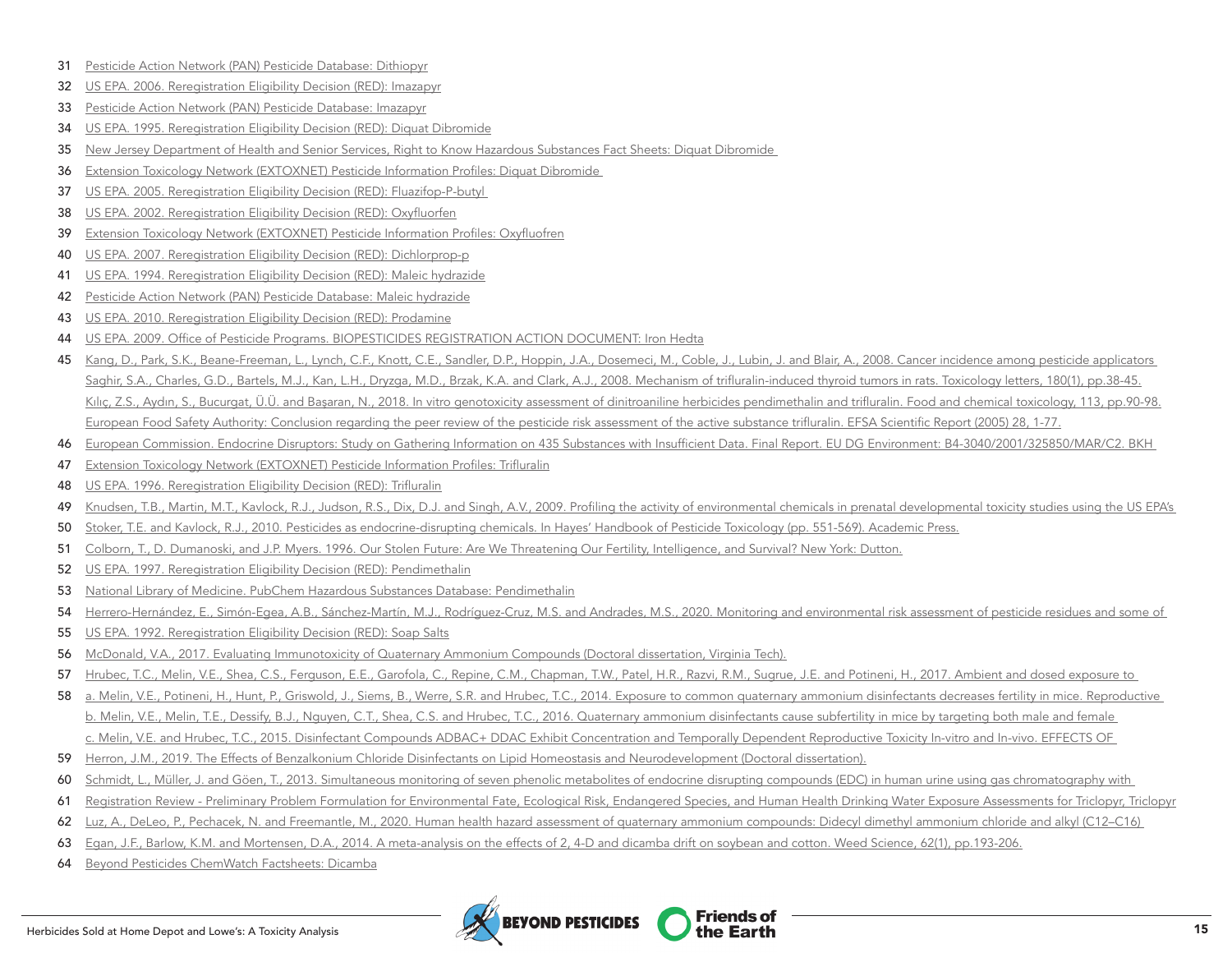31 Pesticide Action Network (PAN) Pesticide Database: Dithiopyr

32 US EPA. 2006. Reregistration Eligibility Decision (RED): Imazapyr

33 Pesticide Action Network (PAN) Pesticide Database: Imazapyr

34 US EPA. 1995. Reregistration Eligibility Decision (RED): Diquat Dibromide

35 New Jersey Department of Health and Senior Services, Right to Know Hazardous Substances Fact Sheets: Diquat Dibromide

36 Extension Toxicology Network (EXTOXNET) Pesticide Information Profiles: Diquat Dibromide

37 US EPA. 2005. Reregistration Eligibility Decision (RED): Fluazifop-P-butyl

38 US EPA. 2002. Reregistration Eligibility Decision (RED): Oxyfluorfen

39 Extension Toxicology Network (EXTOXNET) Pesticide Information Profiles: Oxyfluofren

40 US EPA. 2007. Reregistration Eligibility Decision (RED): Dichlorprop-p

41 US EPA. 1994. Reregistration Eligibility Decision (RED): Maleic hydrazide

42 Pesticide Action Network (PAN) Pesticide Database: Maleic hydrazide

43 US EPA. 2010. Reregistration Eligibility Decision (RED): Prodamine

44 US EPA. 2009. Office of Pesticide Programs. BIOPESTICIDES REGISTRATION ACTION DOCUMENT: Iron Hedta

45 Kang, D., Park, S.K., Beane-Freeman, L., Lynch, C.F., Knott, C.E., Sandler, D.P., Hoppin, J.A., Dosemeci, M., Coble, J., Lubin, J. and Blair, A., 2008. Cancer incidence among pesticide applicators
Saghir, S.A., Charles, G.D., Bartels, M.J., Kan, L.H., Dryzga, M.D., Brzak, K.A. and Clark, A.J., 2008. Mechanism of trifluralin-induced thyroid tumors in rats. Toxicology letters, 180(1), pp.38-45.
Kılıç, Z.S., Aydın, S., Bucurgat, Ü.Ü. and Başaran, N., 2018. In vitro genotoxicity assessment of dinitroaniline herbicides pendimethalin and trifluralin. Food and chemical toxicology, 113, pp.90-98.
European Food Safety Authority: Conclusion regarding the peer review of the pesticide risk assessment of the active substance trifluralin. EFSA Scientific Report (2005) 28, 1-77.

46 European Commission. Endocrine Disruptors: Study on Gathering Information on 435 Substances with Insufficient Data. Final Report. EU DG Environment: B4-3040/2001/325850/MAR/C2. BKH

47 Extension Toxicology Network (EXTOXNET) Pesticide Information Profiles: Trifluralin

48 US EPA. 1996. Reregistration Eligibility Decision (RED): Trifluralin

49 Knudsen, T.B., Martin, M.T., Kavlock, R.J., Judson, R.S., Dix, D.J. and Singh, A.V., 2009. Profiling the activity of environmental chemicals in prenatal developmental toxicity studies using the US EPA's

50 Stoker, T.E. and Kavlock, R.J., 2010. Pesticides as endocrine-disrupting chemicals. In Hayes' Handbook of Pesticide Toxicology (pp. 551-569). Academic Press.

51 Colborn, T., D. Dumanoski, and J.P. Myers. 1996. Our Stolen Future: Are We Threatening Our Fertility, Intelligence, and Survival? New York: Dutton.

52 US EPA. 1997. Reregistration Eligibility Decision (RED): Pendimethalin

53 National Library of Medicine. PubChem Hazardous Substances Database: Pendimethalin

54 Herrero-Hernández, E., Simón-Egea, A.B., Sánchez-Martín, M.J., Rodríguez-Cruz, M.S. and Andrades, M.S., 2020. Monitoring and environmental risk assessment of pesticide residues and some of

55 US EPA. 1992. Reregistration Eligibility Decision (RED): Soap Salts

56 McDonald, V.A., 2017. Evaluating Immunotoxicity of Quaternary Ammonium Compounds (Doctoral dissertation, Virginia Tech).

57 Hrubec, T.C., Melin, V.E., Shea, C.S., Ferguson, E.E., Garofola, C., Repine, C.M., Chapman, T.W., Patel, H.R., Razvi, R.M., Sugrue, J.E. and Potineni, H., 2017. Ambient and dosed exposure to

58 a. Melin, V.E., Potineni, H., Hunt, P., Griswold, J., Siems, B., Werre, S.R. and Hrubec, T.C., 2014. Exposure to common quaternary ammonium disinfectants decreases fertility in mice. Reproductive
b. Melin, V.E., Melin, T.E., Dessify, B.J., Nguyen, C.T., Shea, C.S. and Hrubec, T.C., 2016. Quaternary ammonium disinfectants cause subfertility in mice by targeting both male and female
c. Melin, V.E. and Hrubec, T.C., 2015. Disinfectant Compounds ADBAC+ DDAC Exhibit Concentration and Temporally Dependent Reproductive Toxicity In-vitro and In-vivo. EFFECTS OF

59 Herron, J.M., 2019. The Effects of Benzalkonium Chloride Disinfectants on Lipid Homeostasis and Neurodevelopment (Doctoral dissertation).

60 Schmidt, L., Müller, J. and Göen, T., 2013. Simultaneous monitoring of seven phenolic metabolites of endocrine disrupting compounds (EDC) in human urine using gas chromatography with

61 Registration Review - Preliminary Problem Formulation for Environmental Fate, Ecological Risk, Endangered Species, and Human Health Drinking Water Exposure Assessments for Triclopyr, Triclopyr

62 Luz, A., DeLeo, P., Pechacek, N. and Freemantle, M., 2020. Human health hazard assessment of quaternary ammonium compounds: Didecyl dimethyl ammonium chloride and alkyl (C12–C16)

63 Egan, J.F., Barlow, K.M. and Mortensen, D.A., 2014. A meta-analysis on the effects of 2, 4-D and dicamba drift on soybean and cotton. Weed Science, 62(1), pp.193-206.

64 Beyond Pesticides ChemWatch Factsheets: Dicamba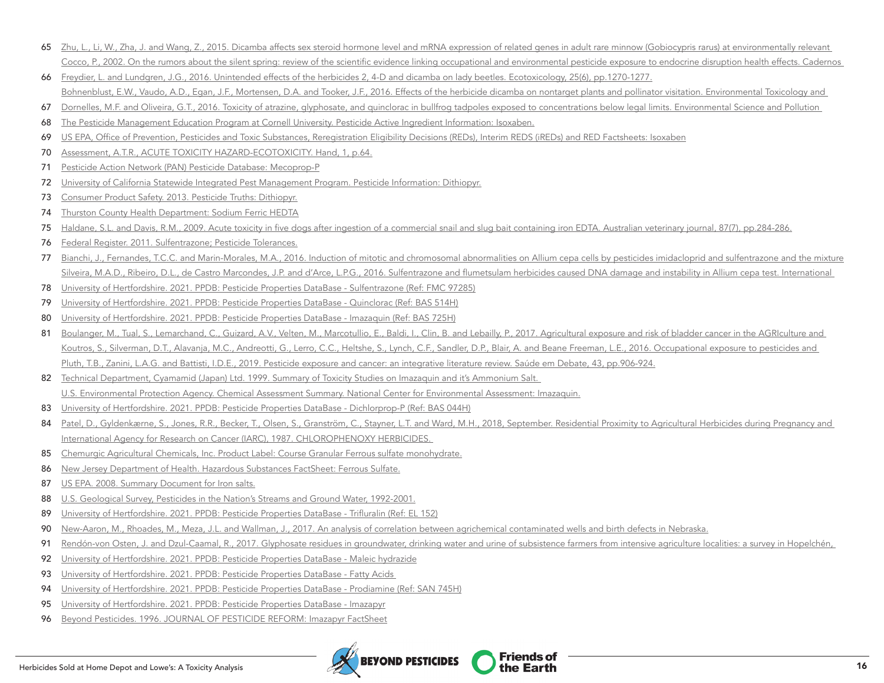65 Zhu, L., Li, W., Zha, J. and Wang, Z., 2015. Dicamba affects sex steroid hormone level and mRNA expression of related genes in adult rare minnow (Gobiocypris rarus) at environmentally relevant 
Cocco, P., 2002. On the rumors about the silent spring: review of the scientific evidence linking occupational and environmental pesticide exposure to endocrine disruption health effects. Cadernos 

66 Freydier, L. and Lundgren, J.G., 2016. Unintended effects of the herbicides 2, 4-D and dicamba on lady beetles. Ecotoxicology, 25(6), pp.1270-1277.
Bohnenblust, E.W., Vaudo, A.D., Egan, J.F., Mortensen, D.A. and Tooker, J.F., 2016. Effects of the herbicide dicamba on nontarget plants and pollinator visitation. Environmental Toxicology and 

67 Dornelles, M.F. and Oliveira, G.T., 2016. Toxicity of atrazine, glyphosate, and quinclorac in bullfrog tadpoles exposed to concentrations below legal limits. Environmental Science and Pollution 

68 The Pesticide Management Education Program at Cornell University. Pesticide Active Ingredient Information: Isoxaben.

69 US EPA, Office of Prevention, Pesticides and Toxic Substances, Reregistration Eligibility Decisions (REDs), Interim REDS (iREDs) and RED Factsheets: Isoxaben

70 Assessment, A.T.R., ACUTE TOXICITY HAZARD-ECOTOXICITY. Hand, 1, p.64.

71 Pesticide Action Network (PAN) Pesticide Database: Mecoprop-P

72 University of California Statewide Integrated Pest Management Program. Pesticide Information: Dithiopyr.

73 Consumer Product Safety. 2013. Pesticide Truths: Dithiopyr.

74 Thurston County Health Department: Sodium Ferric HEDTA

75 Haldane, S.L. and Davis, R.M., 2009. Acute toxicity in five dogs after ingestion of a commercial snail and slug bait containing iron EDTA. Australian veterinary journal, 87(7), pp.284-286.

76 Federal Register. 2011. Sulfentrazone; Pesticide Tolerances.

77 Bianchi, J., Fernandes, T.C.C. and Marin-Morales, M.A., 2016. Induction of mitotic and chromosomal abnormalities on Allium cepa cells by pesticides imidacloprid and sulfentrazone and the mixture 
Silveira, M.A.D., Ribeiro, D.L., de Castro Marcondes, J.P. and d'Arce, L.P.G., 2016. Sulfentrazone and flumetsulam herbicides caused DNA damage and instability in Allium cepa test. International 

78 University of Hertfordshire. 2021. PPDB: Pesticide Properties DataBase - Sulfentrazone (Ref: FMC 97285)

79 University of Hertfordshire. 2021. PPDB: Pesticide Properties DataBase - Quinclorac (Ref: BAS 514H)

80 University of Hertfordshire. 2021. PPDB: Pesticide Properties DataBase - Imazaquin (Ref: BAS 725H)

81 Boulanger, M., Tual, S., Lemarchand, C., Guizard, A.V., Velten, M., Marcotullio, E., Baldi, I., Clin, B. and Lebailly, P., 2017. Agricultural exposure and risk of bladder cancer in the AGRIculture and 
Koutros, S., Silverman, D.T., Alavanja, M.C., Andreotti, G., Lerro, C.C., Heltshe, S., Lynch, C.F., Sandler, D.P., Blair, A. and Beane Freeman, L.E., 2016. Occupational exposure to pesticides and 
Pluth, T.B., Zanini, L.A.G. and Battisti, I.D.E., 2019. Pesticide exposure and cancer: an integrative literature review. Saúde em Debate, 43, pp.906-924.

82 Technical Department, Cyamamid (Japan) Ltd. 1999. Summary of Toxicity Studies on Imazaquin and it's Ammonium Salt. 
U.S. Environmental Protection Agency. Chemical Assessment Summary. National Center for Environmental Assessment: Imazaquin.

83 University of Hertfordshire. 2021. PPDB: Pesticide Properties DataBase - Dichlorprop-P (Ref: BAS 044H)

84 Patel, D., Gyldenkærne, S., Jones, R.R., Becker, T., Olsen, S., Granström, C., Stayner, L.T. and Ward, M.H., 2018, September. Residential Proximity to Agricultural Herbicides during Pregnancy and 
International Agency for Research on Cancer (IARC), 1987. CHLOROPHENOXY HERBICIDES. 

85 Chemurgic Agricultural Chemicals, Inc. Product Label: Course Granular Ferrous sulfate monohydrate.

86 New Jersey Department of Health. Hazardous Substances FactSheet: Ferrous Sulfate.

87 US EPA. 2008. Summary Document for Iron salts.

88 U.S. Geological Survey, Pesticides in the Nation's Streams and Ground Water, 1992-2001.

89 University of Hertfordshire. 2021. PPDB: Pesticide Properties DataBase - Trifluralin (Ref: EL 152)

90 New-Aaron, M., Rhoades, M., Meza, J.L. and Wallman, J., 2017. An analysis of correlation between agrichemical contaminated wells and birth defects in Nebraska.

91 Rendón-von Osten, J. and Dzul-Caamal, R., 2017. Glyphosate residues in groundwater, drinking water and urine of subsistence farmers from intensive agriculture localities: a survey in Hopelchén, 

92 University of Hertfordshire. 2021. PPDB: Pesticide Properties DataBase - Maleic hydrazide

93 University of Hertfordshire. 2021. PPDB: Pesticide Properties DataBase - Fatty Acids 

94 University of Hertfordshire. 2021. PPDB: Pesticide Properties DataBase - Prodiamine (Ref: SAN 745H)

95 University of Hertfordshire. 2021. PPDB: Pesticide Properties DataBase - Imazapyr

96 Beyond Pesticides. 1996. JOURNAL OF PESTICIDE REFORM: Imazapyr FactSheet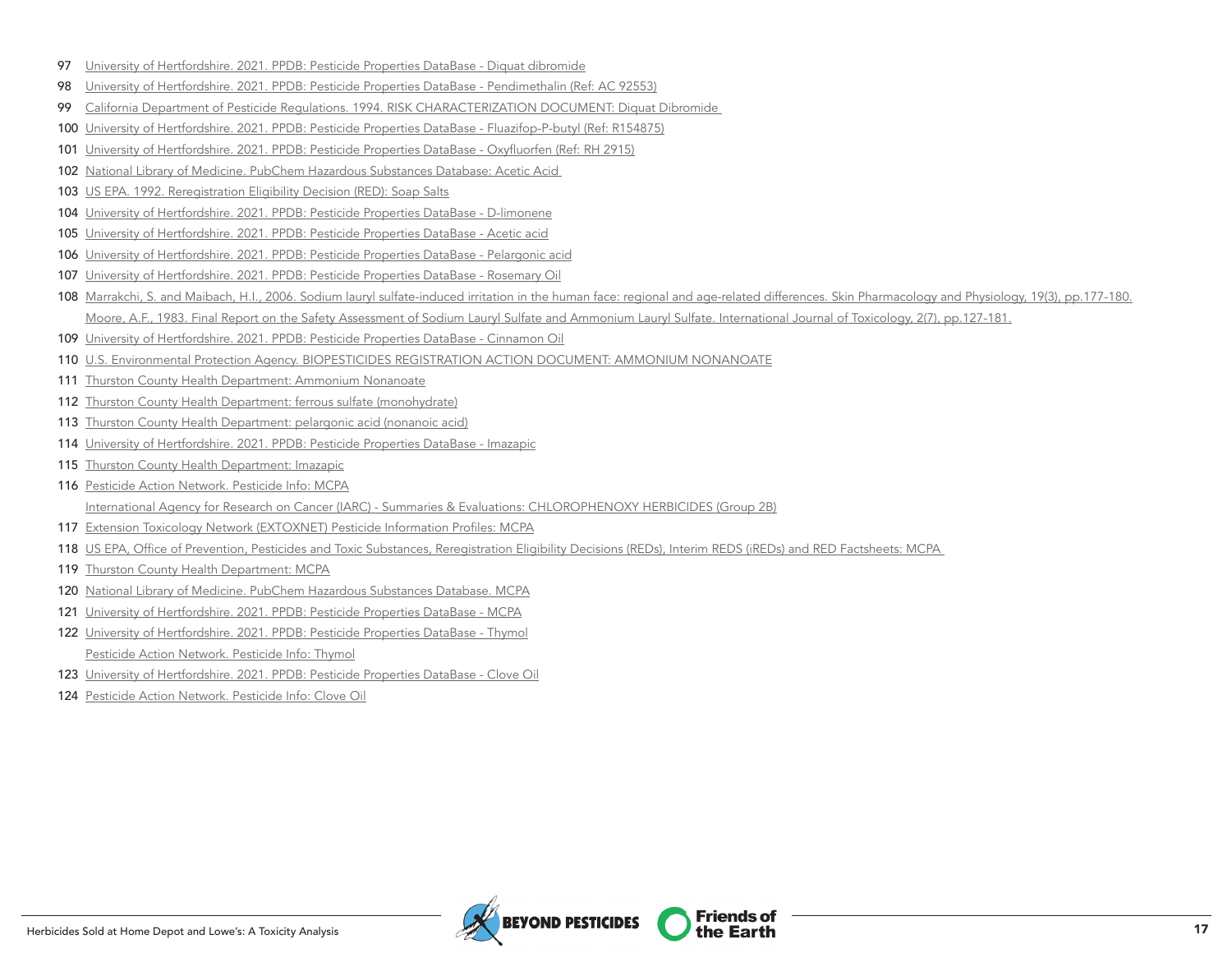97 University of Hertfordshire. 2021. PPDB: Pesticide Properties DataBase - Diquat dibromide

98 University of Hertfordshire. 2021. PPDB: Pesticide Properties DataBase - Pendimethalin (Ref: AC 92553)

99 California Department of Pesticide Regulations. 1994. RISK CHARACTERIZATION DOCUMENT: Diquat Dibromide

100 University of Hertfordshire. 2021. PPDB: Pesticide Properties DataBase - Fluazifop-P-butyl (Ref: R154875)

101 University of Hertfordshire. 2021. PPDB: Pesticide Properties DataBase - Oxyfluorfen (Ref: RH 2915)

102 National Library of Medicine. PubChem Hazardous Substances Database: Acetic Acid

103 US EPA. 1992. Reregistration Eligibility Decision (RED): Soap Salts

104 University of Hertfordshire. 2021. PPDB: Pesticide Properties DataBase - D-limonene

105 University of Hertfordshire. 2021. PPDB: Pesticide Properties DataBase - Acetic acid

106 University of Hertfordshire. 2021. PPDB: Pesticide Properties DataBase - Pelargonic acid

107 University of Hertfordshire. 2021. PPDB: Pesticide Properties DataBase - Rosemary Oil

108 Marrakchi, S. and Maibach, H.I., 2006. Sodium lauryl sulfate-induced irritation in the human face: regional and age-related differences. Skin Pharmacology and Physiology, 19(3), pp.177-180.
Moore, A.F., 1983. Final Report on the Safety Assessment of Sodium Lauryl Sulfate and Ammonium Lauryl Sulfate. International Journal of Toxicology, 2(7), pp.127-181.

109 University of Hertfordshire. 2021. PPDB: Pesticide Properties DataBase - Cinnamon Oil

110 U.S. Environmental Protection Agency. BIOPESTICIDES REGISTRATION ACTION DOCUMENT: AMMONIUM NONANOATE

111 Thurston County Health Department: Ammonium Nonanoate

112 Thurston County Health Department: ferrous sulfate (monohydrate)

113 Thurston County Health Department: pelargonic acid (nonanoic acid)

114 University of Hertfordshire. 2021. PPDB: Pesticide Properties DataBase - Imazapic

115 Thurston County Health Department: Imazapic

116 Pesticide Action Network. Pesticide Info: MCPA
International Agency for Research on Cancer (IARC) - Summaries & Evaluations: CHLOROPHENOXY HERBICIDES (Group 2B)

117 Extension Toxicology Network (EXTOXNET) Pesticide Information Profiles: MCPA

118 US EPA, Office of Prevention, Pesticides and Toxic Substances, Reregistration Eligibility Decisions (REDs), Interim REDS (iREDs) and RED Factsheets: MCPA

119 Thurston County Health Department: MCPA

120 National Library of Medicine. PubChem Hazardous Substances Database. MCPA

121 University of Hertfordshire. 2021. PPDB: Pesticide Properties DataBase - MCPA

122 University of Hertfordshire. 2021. PPDB: Pesticide Properties DataBase - Thymol
Pesticide Action Network. Pesticide Info: Thymol

123 University of Hertfordshire. 2021. PPDB: Pesticide Properties DataBase - Clove Oil

124 Pesticide Action Network. Pesticide Info: Clove Oil